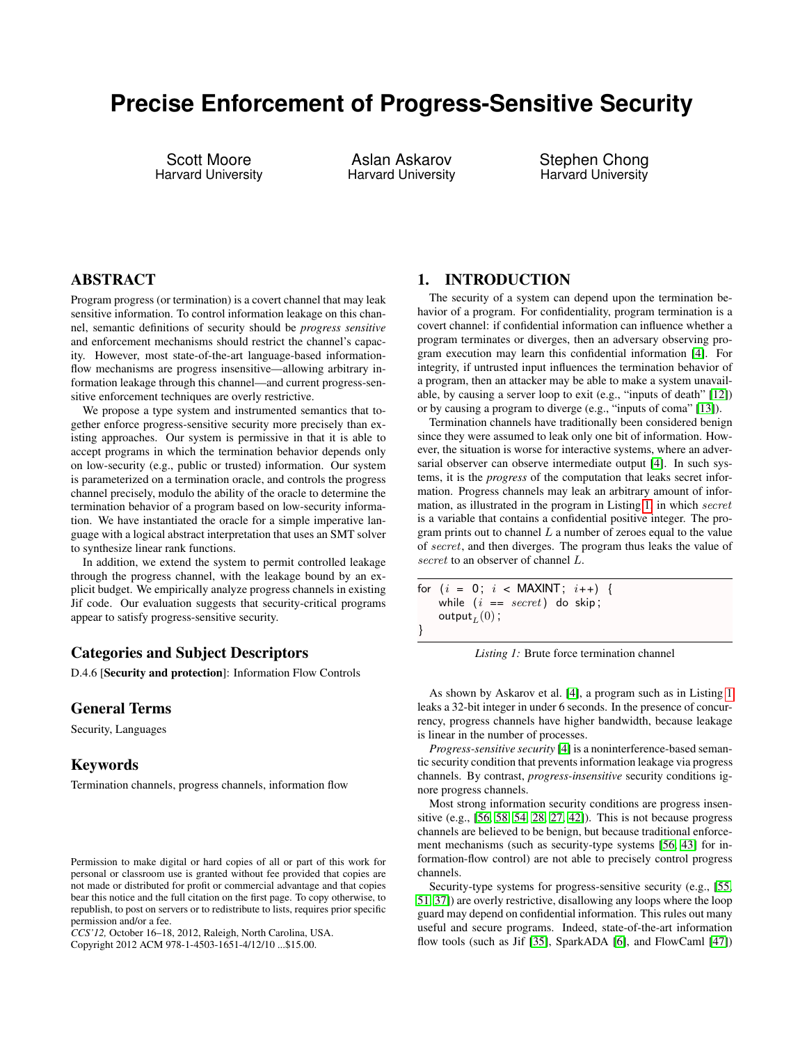# Precise Enforcement of Progress-Sensitive Security

Scott Moore
Harvard University

Aslan Askarov
Harvard University

Stephen Chong
Harvard University

## ABSTRACT

Program progress (or termination) is a covert channel that may leak sensitive information. To control information leakage on this channel, semantic definitions of security should be *progress sensitive* and enforcement mechanisms should restrict the channel's capacity. However, most state-of-the-art language-based information-flow mechanisms are progress insensitive—allowing arbitrary information leakage through this channel—and current progress-sensitive enforcement techniques are overly restrictive.

We propose a type system and instrumented semantics that together enforce progress-sensitive security more precisely than existing approaches. Our system is permissive in that it is able to accept programs in which the termination behavior depends only on low-security (e.g., public or trusted) information. Our system is parameterized on a termination oracle, and controls the progress channel precisely, modulo the ability of the oracle to determine the termination behavior of a program based on low-security information. We have instantiated the oracle for a simple imperative language with a logical abstract interpretation that uses an SMT solver to synthesize linear rank functions.

In addition, we extend the system to permit controlled leakage through the progress channel, with the leakage bound by an explicit budget. We empirically analyze progress channels in existing Jif code. Our evaluation suggests that security-critical programs appear to satisfy progress-sensitive security.

### Categories and Subject Descriptors

D.4.6 [**Security and protection**]: Information Flow Controls

### General Terms

Security, Languages

### Keywords

Termination channels, progress channels, information flow

Permission to make digital or hard copies of all or part of this work for personal or classroom use is granted without fee provided that copies are not made or distributed for profit or commercial advantage and that copies bear this notice and the full citation on the first page. To copy otherwise, to republish, to post on servers or to redistribute to lists, requires prior specific permission and/or a fee.
*CCS'12,* October 16–18, 2012, Raleigh, North Carolina, USA.
Copyright 2012 ACM 978-1-4503-1651-4/12/10 ...$15.00.

## 1. INTRODUCTION

The security of a system can depend upon the termination behavior of a program. For confidentiality, program termination is a covert channel: if confidential information can influence whether a program terminates or diverges, then an adversary observing program execution may learn this confidential information [4]. For integrity, if untrusted input influences the termination behavior of a program, then an attacker may be able to make a system unavailable, by causing a server loop to exit (e.g., "inputs of death" [12]) or by causing a program to diverge (e.g., "inputs of coma" [13]).

Termination channels have traditionally been considered benign since they were assumed to leak only one bit of information. However, the situation is worse for interactive systems, where an adversarial observer can observe intermediate output [4]. In such systems, it is the *progress* of the computation that leaks secret information. Progress channels may leak an arbitrary amount of information, as illustrated in the program in Listing 1 in which $secret$ is a variable that contains a confidential positive integer. The program prints out to channel $L$ a number of zeroes equal to the value of $secret$, and then diverges. The program thus leaks the value of $secret$ to an observer of channel $L$.

```
for (i = 0; i < MAXINT; i++) {
    while (i == secret) do skip;
    output_L(0);
}
```

*Listing 1:* Brute force termination channel

As shown by Askarov et al. [4], a program such as in Listing 1 leaks a 32-bit integer in under 6 seconds. In the presence of concurrency, progress channels have higher bandwidth, because leakage is linear in the number of processes.

*Progress-sensitive security* [4] is a noninterference-based semantic security condition that prevents information leakage via progress channels. By contrast, *progress-insensitive* security conditions ignore progress channels.

Most strong information security conditions are progress insensitive (e.g., [56, 58, 54, 28, 27, 42]). This is not because progress channels are believed to be benign, but because traditional enforcement mechanisms (such as security-type systems [56, 43] for information-flow control) are not able to precisely control progress channels.

Security-type systems for progress-sensitive security (e.g., [55, 51, 37]) are overly restrictive, disallowing any loops where the loop guard may depend on confidential information. This rules out many useful and secure programs. Indeed, state-of-the-art information flow tools (such as Jif [35], SparkADA [6], and FlowCaml [47])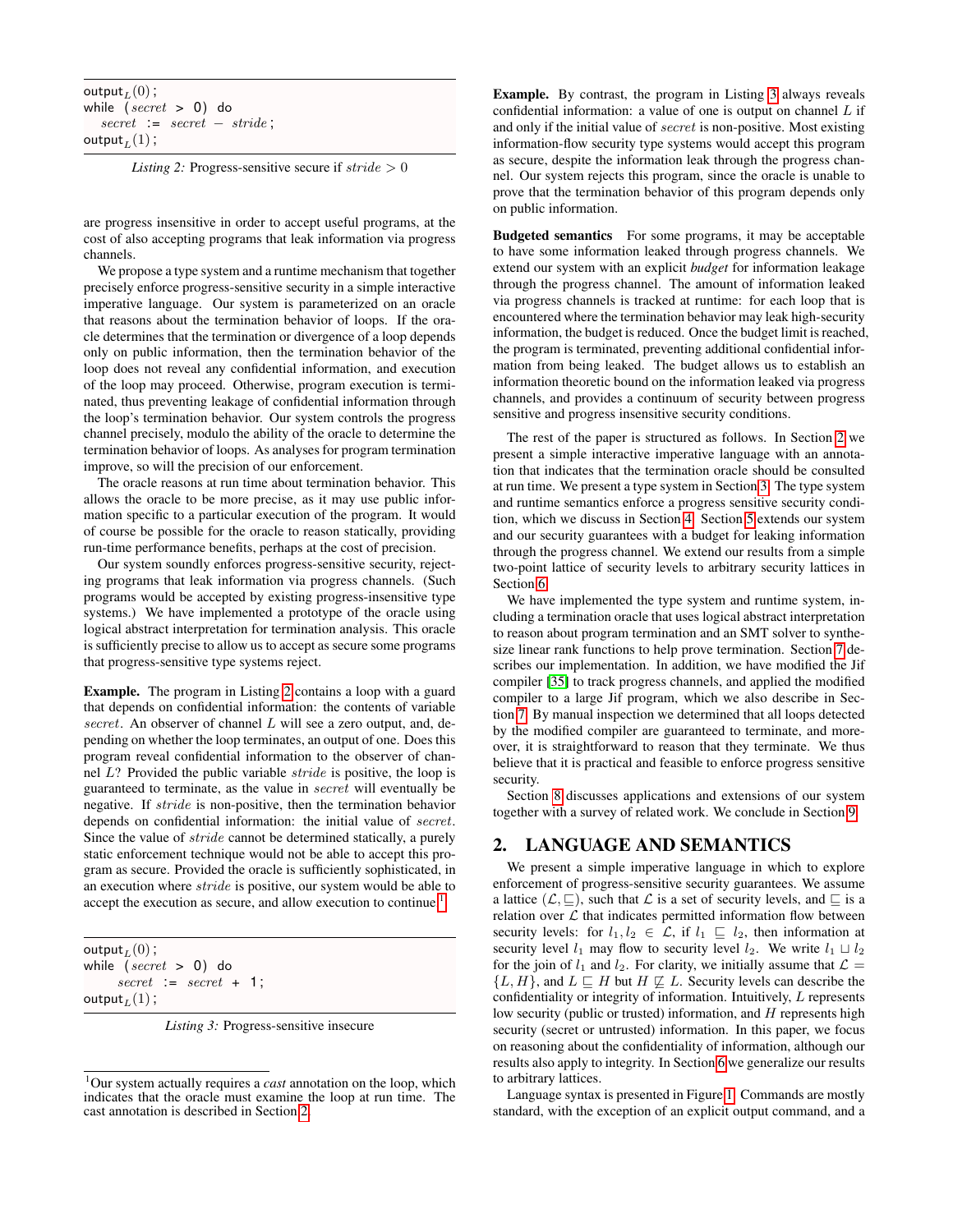```
output_L(0);
while (secret > 0) do
  secret := secret − stride;
output_L(1);
```

*Listing 2:* Progress-sensitive secure if $stride > 0$

are progress insensitive in order to accept useful programs, at the cost of also accepting programs that leak information via progress channels.

We propose a type system and a runtime mechanism that together precisely enforce progress-sensitive security in a simple interactive imperative language. Our system is parameterized on an oracle that reasons about the termination behavior of loops. If the oracle determines that the termination or divergence of a loop depends only on public information, then the termination behavior of the loop does not reveal any confidential information, and execution of the loop may proceed. Otherwise, program execution is terminated, thus preventing leakage of confidential information through the loop's termination behavior. Our system controls the progress channel precisely, modulo the ability of the oracle to determine the termination behavior of loops. As analyses for program termination improve, so will the precision of our enforcement.

The oracle reasons at run time about termination behavior. This allows the oracle to be more precise, as it may use public information specific to a particular execution of the program. It would of course be possible for the oracle to reason statically, providing run-time performance benefits, perhaps at the cost of precision.

Our system soundly enforces progress-sensitive security, rejecting programs that leak information via progress channels. (Such programs would be accepted by existing progress-insensitive type systems.) We have implemented a prototype of the oracle using logical abstract interpretation for termination analysis. This oracle is sufficiently precise to allow us to accept as secure some programs that progress-sensitive type systems reject.

**Example.** The program in Listing 2 contains a loop with a guard that depends on confidential information: the contents of variable $secret$. An observer of channel $L$ will see a zero output, and, depending on whether the loop terminates, an output of one. Does this program reveal confidential information to the observer of channel $L$? Provided the public variable $stride$ is positive, the loop is guaranteed to terminate, as the value in $secret$ will eventually be negative. If $stride$ is non-positive, then the termination behavior depends on confidential information: the initial value of $secret$. Since the value of $stride$ cannot be determined statically, a purely static enforcement technique would not be able to accept this program as secure. Provided the oracle is sufficiently sophisticated, in an execution where $stride$ is positive, our system would be able to accept the execution as secure, and allow execution to continue.[1]

```
output_L(0);
while (secret > 0) do
    secret := secret + 1;
output_L(1);
```

*Listing 3:* Progress-sensitive insecure

[1]Our system actually requires a *cast* annotation on the loop, which indicates that the oracle must examine the loop at run time. The cast annotation is described in Section 2.

**Example.** By contrast, the program in Listing 3 always reveals confidential information: a value of one is output on channel $L$ if and only if the initial value of $secret$ is non-positive. Most existing information-flow security type systems would accept this program as secure, despite the information leak through the progress channel. Our system rejects this program, since the oracle is unable to prove that the termination behavior of this program depends only on public information.

**Budgeted semantics** For some programs, it may be acceptable to have some information leaked through progress channels. We extend our system with an explicit *budget* for information leakage through the progress channel. The amount of information leaked via progress channels is tracked at runtime: for each loop that is encountered where the termination behavior may leak high-security information, the budget is reduced. Once the budget limit is reached, the program is terminated, preventing additional confidential information from being leaked. The budget allows us to establish an information theoretic bound on the information leaked via progress channels, and provides a continuum of security between progress sensitive and progress insensitive security conditions.

The rest of the paper is structured as follows. In Section 2 we present a simple interactive imperative language with an annotation that indicates that the termination oracle should be consulted at run time. We present a type system in Section 3. The type system and runtime semantics enforce a progress sensitive security condition, which we discuss in Section 4. Section 5 extends our system and our security guarantees with a budget for leaking information through the progress channel. We extend our results from a simple two-point lattice of security levels to arbitrary security lattices in Section 6.

We have implemented the type system and runtime system, including a termination oracle that uses logical abstract interpretation to reason about program termination and an SMT solver to synthesize linear rank functions to help prove termination. Section 7 describes our implementation. In addition, we have modified the Jif compiler [35] to track progress channels, and applied the modified compiler to a large Jif program, which we also describe in Section 7. By manual inspection we determined that all loops detected by the modified compiler are guaranteed to terminate, and moreover, it is straightforward to reason that they terminate. We thus believe that it is practical and feasible to enforce progress sensitive security.

Section 8 discusses applications and extensions of our system together with a survey of related work. We conclude in Section 9.

## 2. LANGUAGE AND SEMANTICS

We present a simple imperative language in which to explore enforcement of progress-sensitive security guarantees. We assume a lattice $(\mathcal{L}, \sqsubseteq)$, such that $\mathcal{L}$ is a set of security levels, and $\sqsubseteq$ is a relation over $\mathcal{L}$ that indicates permitted information flow between security levels: for $l_1, l_2 \in \mathcal{L}$, if $l_1 \sqsubseteq l_2$, then information at security level $l_1$ may flow to security level $l_2$. We write $l_1 \sqcup l_2$ for the join of $l_1$ and $l_2$. For clarity, we initially assume that $\mathcal{L} = \{L, H\}$, and $L \sqsubseteq H$ but $H \not\sqsubseteq L$. Security levels can describe the confidentiality or integrity of information. Intuitively, $L$ represents low security (public or trusted) information, and $H$ represents high security (secret or untrusted) information. In this paper, we focus on reasoning about the confidentiality of information, although our results also apply to integrity. In Section 6 we generalize our results to arbitrary lattices.

Language syntax is presented in Figure 1. Commands are mostly standard, with the exception of an explicit output command, and a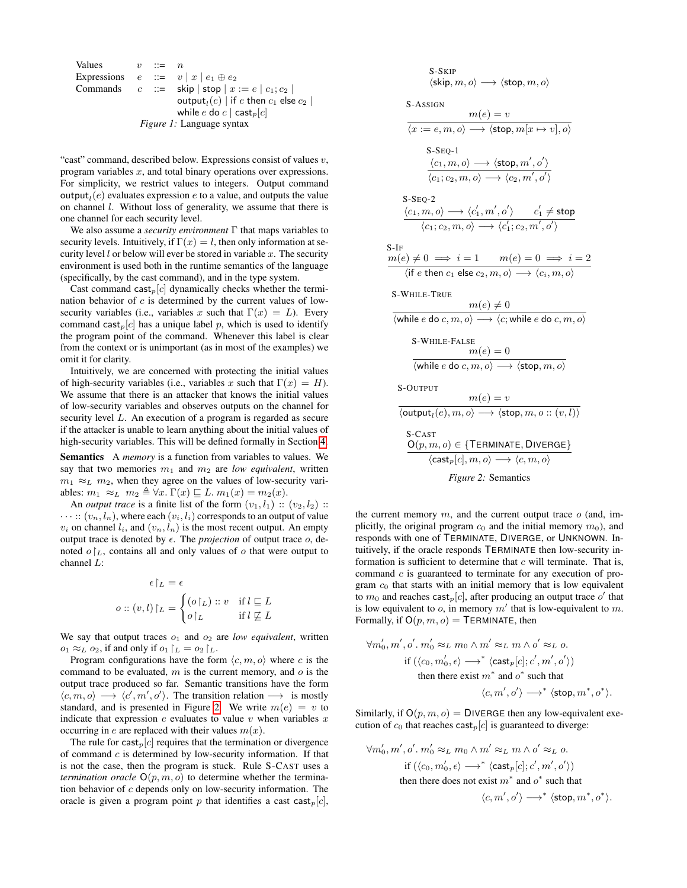| | | | |
|---|---|---|---|
| Values | $v$ | $::=$ | $n$ |
| Expressions | $e$ | $::=$ | $v \mid x \mid e_1 \oplus e_2$ |
| Commands | $c$ | $::=$ | $\mathsf{skip} \mid \mathsf{stop} \mid x := e \mid c_1; c_2 \mid$ $\mathsf{output}_l(e) \mid \mathsf{if}\ e\ \mathsf{then}\ c_1\ \mathsf{else}\ c_2 \mid$ $\mathsf{while}\ e\ \mathsf{do}\ c \mid \mathsf{cast}_p[c]$ |

*Figure 1:* Language syntax

"cast" command, described below. Expressions consist of values $v$, program variables $x$, and total binary operations over expressions. For simplicity, we restrict values to integers. Output command $\mathsf{output}_l(e)$ evaluates expression $e$ to a value, and outputs the value on channel $l$. Without loss of generality, we assume that there is one channel for each security level.

We also assume a *security environment* $\Gamma$ that maps variables to security levels. Intuitively, if $\Gamma(x) = l$, then only information at security level $l$ or below will ever be stored in variable $x$. The security environment is used both in the runtime semantics of the language (specifically, by the cast command), and in the type system.

Cast command $\mathsf{cast}_p[c]$ dynamically checks whether the termination behavior of $c$ is determined by the current values of low-security variables (i.e., variables $x$ such that $\Gamma(x) = L$). Every command $\mathsf{cast}_p[c]$ has a unique label $p$, which is used to identify the program point of the command. Whenever this label is clear from the context or is unimportant (as in most of the examples) we omit it for clarity.

Intuitively, we are concerned with protecting the initial values of high-security variables (i.e., variables $x$ such that $\Gamma(x) = H$). We assume that there is an attacker that knows the initial values of low-security variables and observes outputs on the channel for security level $L$. An execution of a program is regarded as secure if the attacker is unable to learn anything about the initial values of high-security variables. This will be defined formally in Section 4.

**Semantics** A *memory* is a function from variables to values. We say that two memories $m_1$ and $m_2$ are *low equivalent*, written $m_1 \approx_L m_2$, when they agree on the values of low-security variables: $m_1 \approx_L m_2 \triangleq \forall x.\, \Gamma(x) \sqsubseteq L.\, m_1(x) = m_2(x)$.

An *output trace* is a finite list of the form $(v_1, l_1) :: (v_2, l_2) :: \cdots :: (v_n, l_n)$, where each $(v_i, l_i)$ corresponds to an output of value $v_i$ on channel $l_i$, and $(v_n, l_n)$ is the most recent output. An empty output trace is denoted by $\epsilon$. The *projection* of output trace $o$, denoted $o\!\upharpoonright_L$, contains all and only values of $o$ that were output to channel $L$:

$$\epsilon\!\upharpoonright_L = \epsilon$$

$$o :: (v, l)\!\upharpoonright_L = \begin{cases} (o\!\upharpoonright_L) :: v & \text{if } l \sqsubseteq L \\ o\!\upharpoonright_L & \text{if } l \not\sqsubseteq L \end{cases}$$

We say that output traces $o_1$ and $o_2$ are *low equivalent*, written $o_1 \approx_L o_2$, if and only if $o_1\!\upharpoonright_L = o_2\!\upharpoonright_L$.

Program configurations have the form $\langle c, m, o\rangle$ where $c$ is the command to be evaluated, $m$ is the current memory, and $o$ is the output trace produced so far. Semantic transitions have the form $\langle c, m, o\rangle \longrightarrow \langle c', m', o'\rangle$. The transition relation $\longrightarrow$ is mostly standard, and is presented in Figure 2. We write $m(e) = v$ to indicate that expression $e$ evaluates to value $v$ when variables $x$ occurring in $e$ are replaced with their values $m(x)$.

The rule for $\mathsf{cast}_p[c]$ requires that the termination or divergence of command $c$ is determined by low-security information. If that is not the case, then the program is stuck. Rule S-CAST uses a *termination oracle* $\mathsf{O}(p, m, o)$ to determine whether the termination behavior of $c$ depends only on low-security information. The oracle is given a program point $p$ that identifies a cast $\mathsf{cast}_p[c]$,

S-SKIP
$$\langle \mathsf{skip}, m, o\rangle \longrightarrow \langle \mathsf{stop}, m, o\rangle$$

S-ASSIGN
$$\frac{m(e) = v}{\langle x := e, m, o\rangle \longrightarrow \langle \mathsf{stop}, m[x \mapsto v], o\rangle}$$

S-SEQ-1
$$\frac{\langle c_1, m, o\rangle \longrightarrow \langle \mathsf{stop}, m', o'\rangle}{\langle c_1; c_2, m, o\rangle \longrightarrow \langle c_2, m', o'\rangle}$$

S-SEQ-2
$$\frac{\langle c_1, m, o\rangle \longrightarrow \langle c_1', m', o'\rangle \qquad c_1' \neq \mathsf{stop}}{\langle c_1; c_2, m, o\rangle \longrightarrow \langle c_1'; c_2, m', o'\rangle}$$

S-IF
$$\frac{m(e) \neq 0 \implies i = 1 \qquad m(e) = 0 \implies i = 2}{\langle \mathsf{if}\ e\ \mathsf{then}\ c_1\ \mathsf{else}\ c_2, m, o\rangle \longrightarrow \langle c_i, m, o\rangle}$$

S-WHILE-TRUE
$$\frac{m(e) \neq 0}{\langle \mathsf{while}\ e\ \mathsf{do}\ c, m, o\rangle \longrightarrow \langle c; \mathsf{while}\ e\ \mathsf{do}\ c, m, o\rangle}$$

S-WHILE-FALSE
$$\frac{m(e) = 0}{\langle \mathsf{while}\ e\ \mathsf{do}\ c, m, o\rangle \longrightarrow \langle \mathsf{stop}, m, o\rangle}$$

S-OUTPUT
$$\frac{m(e) = v}{\langle \mathsf{output}_l(e), m, o\rangle \longrightarrow \langle \mathsf{stop}, m, o :: (v, l)\rangle}$$

S-CAST
$$\frac{\mathsf{O}(p, m, o) \in \{\mathsf{TERMINATE}, \mathsf{DIVERGE}\}}{\langle \mathsf{cast}_p[c], m, o\rangle \longrightarrow \langle c, m, o\rangle}$$

*Figure 2:* Semantics

the current memory $m$, and the current output trace $o$ (and, implicitly, the original program $c_0$ and the initial memory $m_0$), and responds with one of TERMINATE, DIVERGE, or UNKNOWN. Intuitively, if the oracle responds TERMINATE then low-security information is sufficient to determine that $c$ will terminate. That is, command $c$ is guaranteed to terminate for any execution of program $c_0$ that starts with an initial memory that is low equivalent to $m_0$ and reaches $\mathsf{cast}_p[c]$, after producing an output trace $o'$ that is low equivalent to $o$, in memory $m'$ that is low-equivalent to $m$. Formally, if $\mathsf{O}(p, m, o) = \mathsf{TERMINATE}$, then

$$\begin{aligned}
&\forall m_0', m', o'.\ m_0' \approx_L m_0 \wedge m' \approx_L m \wedge o' \approx_L o. \\
&\quad \text{if } (\langle c_0, m_0', \epsilon\rangle \longrightarrow^* \langle \mathsf{cast}_p[c]; c', m', o'\rangle) \\
&\quad\quad \text{then there exist } m^* \text{ and } o^* \text{ such that} \\
&\quad\quad\quad \langle c, m', o'\rangle \longrightarrow^* \langle \mathsf{stop}, m^*, o^*\rangle.
\end{aligned}$$

Similarly, if $\mathsf{O}(p, m, o) = \mathsf{DIVERGE}$ then any low-equivalent execution of $c_0$ that reaches $\mathsf{cast}_p[c]$ is guaranteed to diverge:

$$\begin{aligned}
&\forall m_0', m', o'.\ m_0' \approx_L m_0 \wedge m' \approx_L m \wedge o' \approx_L o. \\
&\quad \text{if } (\langle c_0, m_0', \epsilon\rangle \longrightarrow^* \langle \mathsf{cast}_p[c]; c', m', o'\rangle) \\
&\quad\quad \text{then there does not exist } m^* \text{ and } o^* \text{ such that} \\
&\quad\quad\quad \langle c, m', o'\rangle \longrightarrow^* \langle \mathsf{stop}, m^*, o^*\rangle.
\end{aligned}$$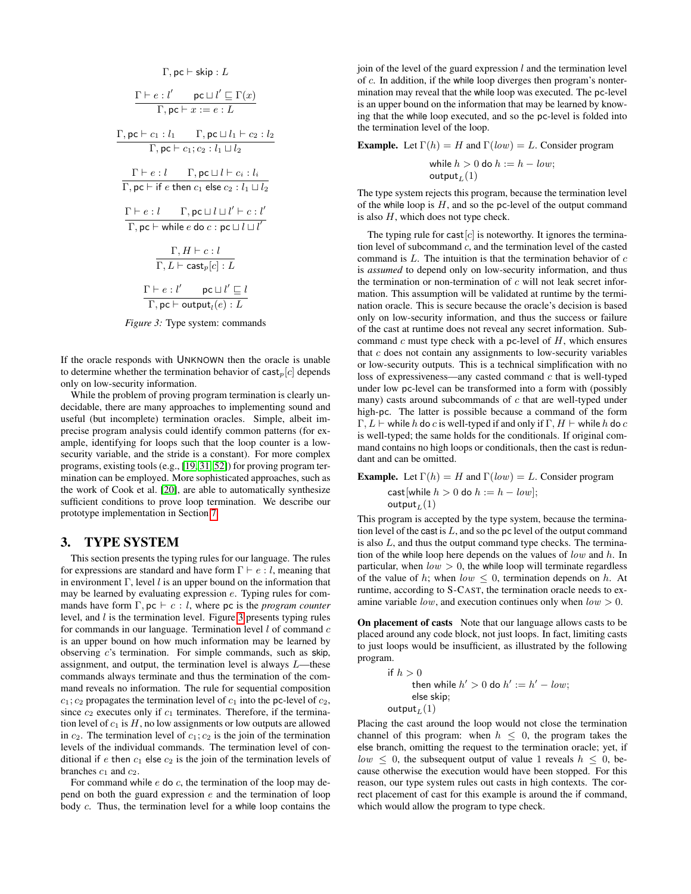$$\Gamma, \mathsf{pc} \vdash \mathsf{skip} : L$$

$$\frac{\Gamma \vdash e : l' \qquad \mathsf{pc} \sqcup l' \sqsubseteq \Gamma(x)}{\Gamma, \mathsf{pc} \vdash x := e : L}$$

$$\frac{\Gamma, \mathsf{pc} \vdash c_1 : l_1 \qquad \Gamma, \mathsf{pc} \sqcup l_1 \vdash c_2 : l_2}{\Gamma, \mathsf{pc} \vdash c_1 ; c_2 : l_1 \sqcup l_2}$$

$$\frac{\Gamma \vdash e : l \qquad \Gamma, \mathsf{pc} \sqcup l \vdash c_i : l_i}{\Gamma, \mathsf{pc} \vdash \mathsf{if}\ e\ \mathsf{then}\ c_1\ \mathsf{else}\ c_2 : l_1 \sqcup l_2}$$

$$\frac{\Gamma \vdash e : l \qquad \Gamma, \mathsf{pc} \sqcup l \sqcup l' \vdash c : l'}{\Gamma, \mathsf{pc} \vdash \mathsf{while}\ e\ \mathsf{do}\ c : \mathsf{pc} \sqcup l \sqcup l'}$$

$$\frac{\Gamma, H \vdash c : l}{\Gamma, L \vdash \mathsf{cast}_p[c] : L}$$

$$\frac{\Gamma \vdash e : l' \qquad \mathsf{pc} \sqcup l' \sqsubseteq l}{\Gamma, \mathsf{pc} \vdash \mathsf{output}_l(e) : L}$$

*Figure 3:* Type system: commands

If the oracle responds with UNKNOWN then the oracle is unable to determine whether the termination behavior of $\mathsf{cast}_p[c]$ depends only on low-security information.

While the problem of proving program termination is clearly undecidable, there are many approaches to implementing sound and useful (but incomplete) termination oracles. Simple, albeit imprecise program analysis could identify common patterns (for example, identifying for loops such that the loop counter is a low-security variable, and the stride is a constant). For more complex programs, existing tools (e.g., [19, 31, 52]) for proving program termination can be employed. More sophisticated approaches, such as the work of Cook et al. [20], are able to automatically synthesize sufficient conditions to prove loop termination. We describe our prototype implementation in Section 7.

## 3. TYPE SYSTEM

This section presents the typing rules for our language. The rules for expressions are standard and have form $\Gamma \vdash e : l$, meaning that in environment $\Gamma$, level $l$ is an upper bound on the information that may be learned by evaluating expression $e$. Typing rules for commands have form $\Gamma, \mathsf{pc} \vdash c : l$, where $\mathsf{pc}$ is the *program counter* level, and $l$ is the termination level. Figure 3 presents typing rules for commands in our language. Termination level $l$ of command $c$ is an upper bound on how much information may be learned by observing $c$'s termination. For simple commands, such as skip, assignment, and output, the termination level is always $L$—these commands always terminate and thus the termination of the command reveals no information. The rule for sequential composition $c_1; c_2$ propagates the termination level of $c_1$ into the pc-level of $c_2$, since $c_2$ executes only if $c_1$ terminates. Therefore, if the termination level of $c_1$ is $H$, no low assignments or low outputs are allowed in $c_2$. The termination level of $c_1; c_2$ is the join of the termination levels of the individual commands. The termination level of conditional if $e$ then $c_1$ else $c_2$ is the join of the termination levels of branches $c_1$ and $c_2$.

For command while $e$ do $c$, the termination of the loop may depend on both the guard expression $e$ and the termination of loop body $c$. Thus, the termination level for a while loop contains the join of the level of the guard expression $l$ and the termination level of $c$. In addition, if the while loop diverges then program's nontermination may reveal that the while loop was executed. The pc-level is an upper bound on the information that may be learned by knowing that the while loop executed, and so the pc-level is folded into the termination level of the loop.

**Example.** Let $\Gamma(h) = H$ and $\Gamma(low) = L$. Consider program

$$\mathsf{while}\ h > 0\ \mathsf{do}\ h := h - low;$$
$$\mathsf{output}_L(1)$$

The type system rejects this program, because the termination level of the while loop is $H$, and so the pc-level of the output command is also $H$, which does not type check.

The typing rule for $\mathsf{cast}[c]$ is noteworthy. It ignores the termination level of subcommand $c$, and the termination level of the casted command is $L$. The intuition is that the termination behavior of $c$ is *assumed* to depend only on low-security information, and thus the termination or non-termination of $c$ will not leak secret information. This assumption will be validated at runtime by the termination oracle. This is secure because the oracle's decision is based only on low-security information, and thus the success or failure of the cast at runtime does not reveal any secret information. Subcommand $c$ must type check with a pc-level of $H$, which ensures that $c$ does not contain any assignments to low-security variables or low-security outputs. This is a technical simplification with no loss of expressiveness—any casted command $c$ that is well-typed under low pc-level can be transformed into a form with (possibly many) casts around subcommands of $c$ that are well-typed under high-pc. The latter is possible because a command of the form $\Gamma, L \vdash \mathsf{while}\ h\ \mathsf{do}\ c$ is well-typed if and only if $\Gamma, H \vdash \mathsf{while}\ h\ \mathsf{do}\ c$ is well-typed; the same holds for the conditionals. If original command contains no high loops or conditionals, then the cast is redundant and can be omitted.

**Example.** Let $\Gamma(h) = H$ and $\Gamma(low) = L$. Consider program

$$\mathsf{cast}[\mathsf{while}\ h > 0\ \mathsf{do}\ h := h - low];$$
$$\mathsf{output}_L(1)$$

This program is accepted by the type system, because the termination level of the cast is $L$, and so the pc level of the output command is also $L$, and thus the output command type checks. The termination of the while loop here depends on the values of $low$ and $h$. In particular, when $low > 0$, the while loop will terminate regardless of the value of $h$; when $low \leq 0$, termination depends on $h$. At runtime, according to S-CAST, the termination oracle needs to examine variable $low$, and execution continues only when $low > 0$.

**On placement of casts** Note that our language allows casts to be placed around any code block, not just loops. In fact, limiting casts to just loops would be insufficient, as illustrated by the following program.

```
if h > 0
    then while h' > 0 do h' := h' − low;
    else skip;
output_L(1)
```

Placing the cast around the loop would not close the termination channel of this program: when $h \leq 0$, the program takes the else branch, omitting the request to the termination oracle; yet, if $low \leq 0$, the subsequent output of value 1 reveals $h \leq 0$, because otherwise the execution would have been stopped. For this reason, our type system rules out casts in high contexts. The correct placement of cast for this example is around the if command, which would allow the program to type check.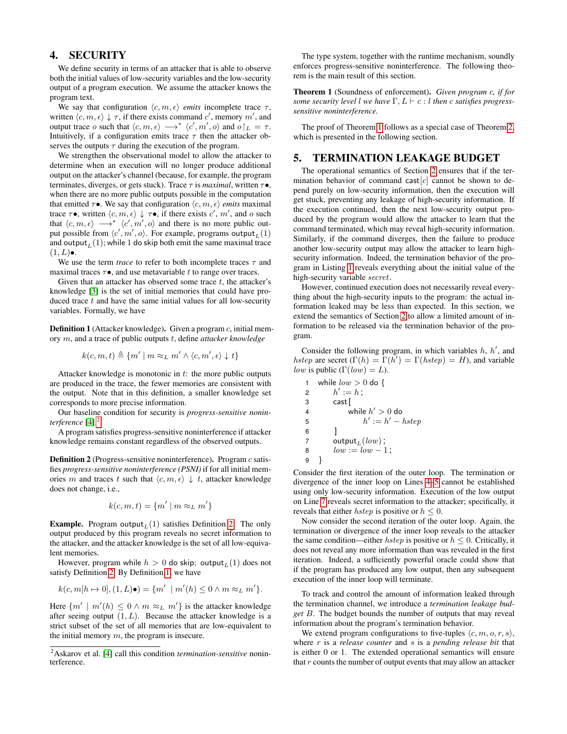## 4. SECURITY

We define security in terms of an attacker that is able to observe both the initial values of low-security variables and the low-security output of a program execution. We assume the attacker knows the program text.

We say that configuration $\langle c, m, \epsilon\rangle$ *emits* incomplete trace $\tau$, written $\langle c, m, \epsilon\rangle \downarrow \tau$, if there exists command $c'$, memory $m'$, and output trace $o$ such that $\langle c, m, \epsilon\rangle \longrightarrow^* \langle c', m', o\rangle$ and $o\restriction_L = \tau$. Intuitively, if a configuration emits trace $\tau$ then the attacker observes the outputs $\tau$ during the execution of the program.

We strengthen the observational model to allow the attacker to determine when an execution will no longer produce additional output on the attacker's channel (because, for example, the program terminates, diverges, or gets stuck). Trace $\tau$ is *maximal*, written $\tau\bullet$, when there are no more public outputs possible in the computation that emitted $\tau\bullet$. We say that configuration $\langle c, m, \epsilon\rangle$ *emits* maximal trace $\tau\bullet$, written $\langle c, m, \epsilon\rangle \downarrow \tau\bullet$, if there exists $c'$, $m'$, and $o$ such that $\langle c, m, \epsilon\rangle \longrightarrow^* \langle c', m', o\rangle$ and there is no more public output possible from $\langle c', m', o\rangle$. For example, programs $\mathsf{output}_L(1)$ and $\mathsf{output}_L(1)$; while 1 do skip both emit the same maximal trace $(1, L)\bullet$.

We use the term *trace* to refer to both incomplete traces $\tau$ and maximal traces $\tau\bullet$, and use metavariable $t$ to range over traces.

Given that an attacker has observed some trace $t$, the attacker's knowledge [3] is the set of initial memories that could have produced trace $t$ and have the same initial values for all low-security variables. Formally, we have

**Definition 1** (Attacker knowledge)**.** Given a program $c$, initial memory $m$, and a trace of public outputs $t$, define *attacker knowledge*

$$k(c, m, t) \triangleq \{m' \mid m \approx_L m' \wedge \langle c, m', \epsilon\rangle \downarrow t\}$$

Attacker knowledge is monotonic in $t$: the more public outputs are produced in the trace, the fewer memories are consistent with the output. Note that in this definition, a smaller knowledge set corresponds to more precise information.

Our baseline condition for security is *progress-sensitive noninterference* [4].[2]

A program satisfies progress-sensitive noninterference if attacker knowledge remains constant regardless of the observed outputs.

**Definition 2** (Progress-sensitive noninterference)**.** Program $c$ satisfies *progress-sensitive noninterference (PSNI)* if for all initial memories $m$ and traces $t$ such that $\langle c, m, \epsilon\rangle \downarrow t$, attacker knowledge does not change, i.e.,

$$k(c, m, t) = \{m' \mid m \approx_L m'\}$$

**Example.** Program $\mathsf{output}_L(1)$ satisfies Definition 2. The only output produced by this program reveals no secret information to the attacker, and the attacker knowledge is the set of all low-equivalent memories.

However, program while $h > 0$ do skip; $\mathsf{output}_L(1)$ does not satisfy Definition 2. By Definition 1, we have

$$k(c, m[h \mapsto 0], (1, L)\bullet) = \{m' \mid m'(h) \leq 0 \wedge m \approx_L m'\}.$$

Here $\{m' \mid m'(h) \leq 0 \wedge m \approx_L m'\}$ is the attacker knowledge after seeing output $(1, L)$. Because the attacker knowledge is a strict subset of the set of all memories that are low-equivalent to the initial memory $m$, the program is insecure.

[2] Askarov et al. [4] call this condition *termination-sensitive* noninterference.

The type system, together with the runtime mechanism, soundly enforces progress-sensitive noninterference. The following theorem is the main result of this section.

**Theorem 1** (Soundness of enforcement)**.** *Given program $c$, if for some security level $l$ we have $\Gamma, L \vdash c : l$ then $c$ satisfies progress-sensitive noninterference.*

The proof of Theorem 1 follows as a special case of Theorem 2, which is presented in the following section.

## 5. TERMINATION LEAKAGE BUDGET

The operational semantics of Section 2 ensures that if the termination behavior of command $\mathsf{cast}[c]$ cannot be shown to depend purely on low-security information, then the execution will get stuck, preventing any leakage of high-security information. If the execution continued, then the next low-security output produced by the program would allow the attacker to learn that the command terminated, which may reveal high-security information. Similarly, if the command diverges, then the failure to produce another low-security output may allow the attacker to learn high-security information. Indeed, the termination behavior of the program in Listing 1 reveals everything about the initial value of the high-security variable *secret*.

However, continued execution does not necessarily reveal everything about the high-security inputs to the program: the actual information leaked may be less than expected. In this section, we extend the semantics of Section 2 to allow a limited amount of information to be released via the termination behavior of the program.

Consider the following program, in which variables $h$, $h'$, and $hstep$ are secret ($\Gamma(h) = \Gamma(h') = \Gamma(hstep) = H$), and variable $low$ is public ($\Gamma(low) = L$).

```
1  while low > 0 do {
2      h' := h;
3      cast[
4          while h' > 0 do
5              h' := h' − hstep
6      ]
7      output_L(low);
8      low := low − 1;
9  }
```

Consider the first iteration of the outer loop. The termination or divergence of the inner loop on Lines 4–5 cannot be established using only low-security information. Execution of the low output on Line 7 reveals secret information to the attacker; specifically, it reveals that either $hstep$ is positive or $h \leq 0$.

Now consider the second iteration of the outer loop. Again, the termination or divergence of the inner loop reveals to the attacker the same condition—either $hstep$ is positive or $h \leq 0$. Critically, it does not reveal any more information than was revealed in the first iteration. Indeed, a sufficiently powerful oracle could show that if the program has produced any low output, then any subsequent execution of the inner loop will terminate.

To track and control the amount of information leaked through the termination channel, we introduce a *termination leakage budget* $B$. The budget bounds the number of outputs that may reveal information about the program's termination behavior.

We extend program configurations to five-tuples $\langle c, m, o, r, s\rangle$, where $r$ is a *release counter* and $s$ is a *pending release bit* that is either 0 or 1. The extended operational semantics will ensure that $r$ counts the number of output events that may allow an attacker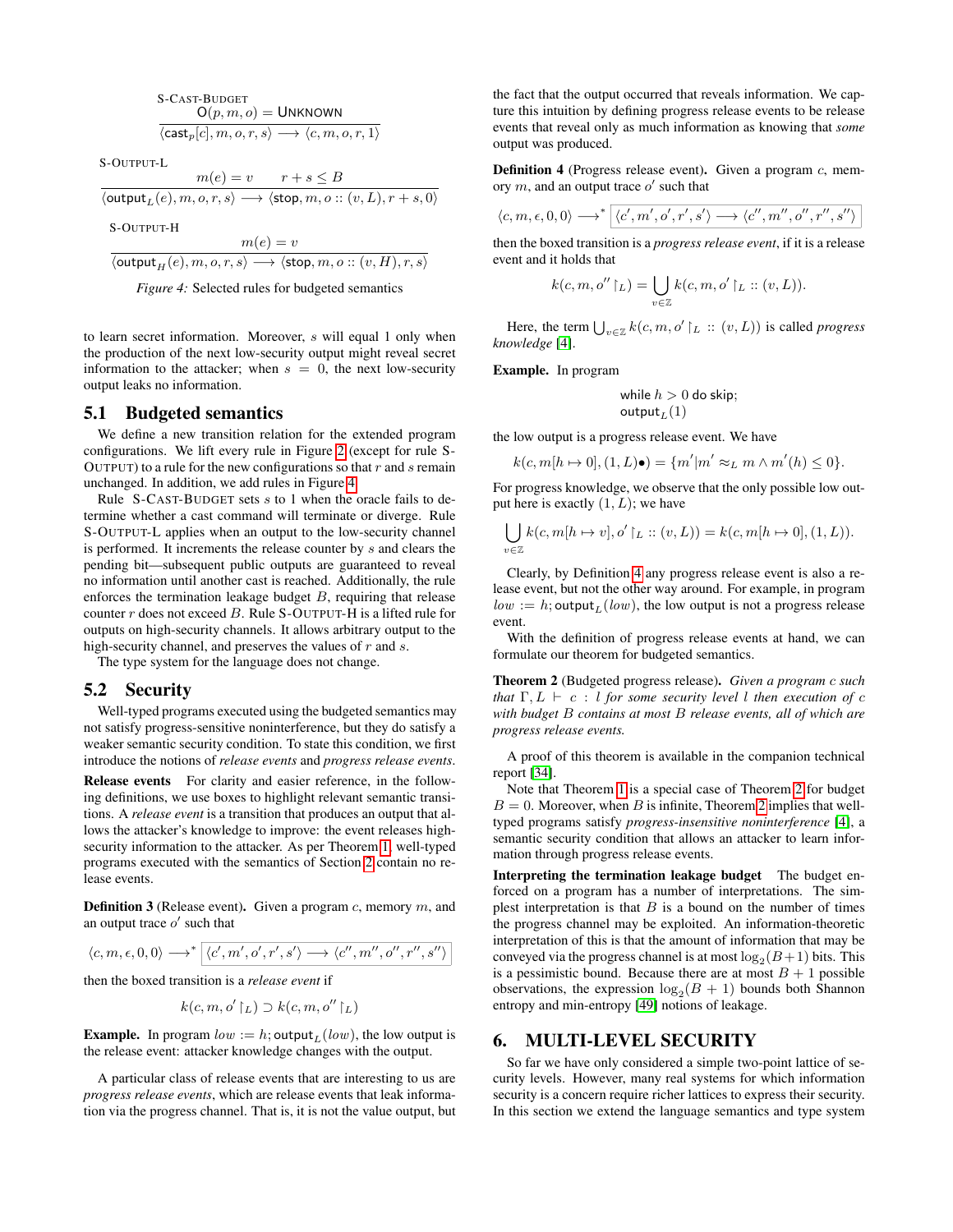$$\frac{\text{S-CAST-BUDGET} \quad \mathsf{O}(p, m, o) = \mathsf{UNKNOWN}}{\langle \mathsf{cast}_p[c], m, o, r, s\rangle \longrightarrow \langle c, m, o, r, 1\rangle}$$

$$\frac{\text{S-OUTPUT-L} \quad m(e) = v \qquad r + s \leq B}{\langle \mathsf{output}_L(e), m, o, r, s\rangle \longrightarrow \langle \mathsf{stop}, m, o :: (v, L), r + s, 0\rangle}$$

$$\frac{\text{S-OUTPUT-H} \quad m(e) = v}{\langle \mathsf{output}_H(e), m, o, r, s\rangle \longrightarrow \langle \mathsf{stop}, m, o :: (v, H), r, s\rangle}$$

*Figure 4:* Selected rules for budgeted semantics

to learn secret information. Moreover, $s$ will equal 1 only when the production of the next low-security output might reveal secret information to the attacker; when $s = 0$, the next low-security output leaks no information.

## 5.1 Budgeted semantics

We define a new transition relation for the extended program configurations. We lift every rule in Figure 2 (except for rule S-OUTPUT) to a rule for the new configurations so that $r$ and $s$ remain unchanged. In addition, we add rules in Figure 4.

Rule S-CAST-BUDGET sets $s$ to 1 when the oracle fails to determine whether a cast command will terminate or diverge. Rule S-OUTPUT-L applies when an output to the low-security channel is performed. It increments the release counter by $s$ and clears the pending bit—subsequent public outputs are guaranteed to reveal no information until another cast is reached. Additionally, the rule enforces the termination leakage budget $B$, requiring that release counter $r$ does not exceed $B$. Rule S-OUTPUT-H is a lifted rule for outputs on high-security channels. It allows arbitrary output to the high-security channel, and preserves the values of $r$ and $s$.

The type system for the language does not change.

## 5.2 Security

Well-typed programs executed using the budgeted semantics may not satisfy progress-sensitive noninterference, but they do satisfy a weaker semantic security condition. To state this condition, we first introduce the notions of *release events* and *progress release events*.

**Release events** For clarity and easier reference, in the following definitions, we use boxes to highlight relevant semantic transitions. A *release event* is a transition that produces an output that allows the attacker's knowledge to improve: the event releases high-security information to the attacker. As per Theorem 1, well-typed programs executed with the semantics of Section 2 contain no release events.

**Definition 3** (Release event)**.** Given a program $c$, memory $m$, and an output trace $o'$ such that

$$\langle c, m, \epsilon, 0, 0\rangle \longrightarrow^* \boxed{\langle c', m', o', r', s'\rangle \longrightarrow \langle c'', m'', o'', r'', s''\rangle}$$

then the boxed transition is a *release event* if

$$k(c, m, o' \upharpoonright_L) \supset k(c, m, o'' \upharpoonright_L)$$

**Example.** In program $low := h; \mathsf{output}_L(low)$, the low output is the release event: attacker knowledge changes with the output.

A particular class of release events that are interesting to us are *progress release events*, which are release events that leak information via the progress channel. That is, it is not the value output, but the fact that the output occurred that reveals information. We capture this intuition by defining progress release events to be release events that reveal only as much information as knowing that *some* output was produced.

**Definition 4** (Progress release event)**.** Given a program $c$, memory $m$, and an output trace $o'$ such that

$$\langle c, m, \epsilon, 0, 0\rangle \longrightarrow^* \boxed{\langle c', m', o', r', s'\rangle \longrightarrow \langle c'', m'', o'', r'', s''\rangle}$$

then the boxed transition is a *progress release event*, if it is a release event and it holds that

$$k(c, m, o'' \upharpoonright_L) = \bigcup_{v \in \mathbb{Z}} k(c, m, o' \upharpoonright_L :: (v, L)).$$

Here, the term $\bigcup_{v \in \mathbb{Z}} k(c, m, o' \upharpoonright_L :: (v, L))$ is called *progress knowledge* [4].

**Example.** In program

$$\mathsf{while}\ h > 0\ \mathsf{do\ skip};$$
$$\mathsf{output}_L(1)$$

the low output is a progress release event. We have

$$k(c, m[h \mapsto 0], (1, L)\bullet) = \{m' | m' \approx_L m \wedge m'(h) \leq 0\}.$$

For progress knowledge, we observe that the only possible low output here is exactly $(1, L)$; we have

$$\bigcup_{v \in \mathbb{Z}} k(c, m[h \mapsto v], o' \upharpoonright_L :: (v, L)) = k(c, m[h \mapsto 0], (1, L)).$$

Clearly, by Definition 4 any progress release event is also a release event, but not the other way around. For example, in program $low := h; \mathsf{output}_L(low)$, the low output is not a progress release event.

With the definition of progress release events at hand, we can formulate our theorem for budgeted semantics.

**Theorem 2** (Budgeted progress release)**.** *Given a program $c$ such that $\Gamma, L \vdash c : l$ for some security level $l$ then execution of $c$ with budget $B$ contains at most $B$ release events, all of which are progress release events.*

A proof of this theorem is available in the companion technical report [34].

Note that Theorem 1 is a special case of Theorem 2 for budget $B = 0$. Moreover, when $B$ is infinite, Theorem 2 implies that well-typed programs satisfy *progress-insensitive noninterference* [4], a semantic security condition that allows an attacker to learn information through progress release events.

**Interpreting the termination leakage budget** The budget enforced on a program has a number of interpretations. The simplest interpretation is that $B$ is a bound on the number of times the progress channel may be exploited. An information-theoretic interpretation of this is that the amount of information that may be conveyed via the progress channel is at most $\log_2(B+1)$ bits. This is a pessimistic bound. Because there are at most $B + 1$ possible observations, the expression $\log_2(B + 1)$ bounds both Shannon entropy and min-entropy [49] notions of leakage.

# 6. MULTI-LEVEL SECURITY

So far we have only considered a simple two-point lattice of security levels. However, many real systems for which information security is a concern require richer lattices to express their security. In this section we extend the language semantics and type system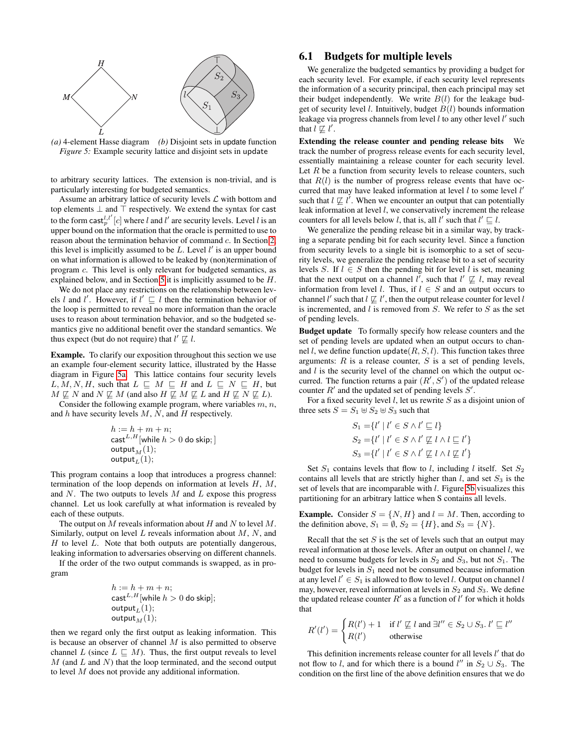*(a)* 4-element Hasse diagram *(b)* Disjoint sets in update function
*Figure 5:* Example security lattice and disjoint sets in update

to arbitrary security lattices. The extension is non-trivial, and is particularly interesting for budgeted semantics.

Assume an arbitrary lattice of security levels $\mathcal{L}$ with bottom and top elements $\bot$ and $\top$ respectively. We extend the syntax for cast to the form $\mathsf{cast}_p^{l,l'}[c]$ where $l$ and $l'$ are security levels. Level $l$ is an upper bound on the information that the oracle is permitted to use to reason about the termination behavior of command $c$. In Section 2 this level is implicitly assumed to be $L$. Level $l'$ is an upper bound on what information is allowed to be leaked by (non)termination of program $c$. This level is only relevant for budgeted semantics, as explained below, and in Section 5 it is implicitly assumed to be $H$.

We do not place any restrictions on the relationship between levels $l$ and $l'$. However, if $l' \sqsubseteq l$ then the termination behavior of the loop is permitted to reveal no more information than the oracle uses to reason about termination behavior, and so the budgeted semantics give no additional benefit over the standard semantics. We thus expect (but do not require) that $l' \not\sqsubseteq l$.

**Example.** To clarify our exposition throughout this section we use an example four-element security lattice, illustrated by the Hasse diagram in Figure 5a. This lattice contains four security levels $L, M, N, H$, such that $L \sqsubseteq M \sqsubseteq H$ and $L \sqsubseteq N \sqsubseteq H$, but $M \not\sqsubseteq N$ and $N \not\sqsubseteq M$ (and also $H \not\sqsubseteq M \not\sqsubseteq L$ and $H \not\sqsubseteq N \not\sqsubseteq L$).

Consider the following example program, where variables $m$, $n$, and $h$ have security levels $M$, $N$, and $H$ respectively.

$$
\begin{array}{l}
h := h + m + n;\\
\mathsf{cast}^{L,H}[\mathsf{while}\ h > 0\ \mathsf{do\ skip};]\\
\mathsf{output}_M(1);\\
\mathsf{output}_L(1);
\end{array}
$$

This program contains a loop that introduces a progress channel: termination of the loop depends on information at levels $H$, $M$, and $N$. The two outputs to levels $M$ and $L$ expose this progress channel. Let us look carefully at what information is revealed by each of these outputs.

The output on $M$ reveals information about $H$ and $N$ to level $M$. Similarly, output on level $L$ reveals information about $M$, $N$, and $H$ to level $L$. Note that both outputs are potentially dangerous, leaking information to adversaries observing on different channels.

If the order of the two output commands is swapped, as in program

$$
\begin{array}{l}
h := h + m + n;\\
\mathsf{cast}^{L,H}[\mathsf{while}\ h > 0\ \mathsf{do\ skip}];\\
\mathsf{output}_L(1);\\
\mathsf{output}_M(1);
\end{array}
$$

then we regard only the first output as leaking information. This is because an observer of channel $M$ is also permitted to observe channel $L$ (since $L \sqsubseteq M$). Thus, the first output reveals to level $M$ (and $L$ and $N$) that the loop terminated, and the second output to level $M$ does not provide any additional information.

## 6.1 Budgets for multiple levels

We generalize the budgeted semantics by providing a budget for each security level. For example, if each security level represents the information of a security principal, then each principal may set their budget independently. We write $B(l)$ for the leakage budget of security level $l$. Intuitively, budget $B(l)$ bounds information leakage via progress channels from level $l$ to any other level $l'$ such that $l \not\sqsubseteq l'$.

**Extending the release counter and pending release bits** We track the number of progress release events for each security level, essentially maintaining a release counter for each security level. Let $R$ be a function from security levels to release counters, such that $R(l)$ is the number of progress release events that have occurred that may have leaked information at level $l$ to some level $l'$ such that $l \not\sqsubseteq l'$. When we encounter an output that can potentially leak information at level $l$, we conservatively increment the release counters for all levels below $l$, that is, all $l'$ such that $l' \sqsubseteq l$.

We generalize the pending release bit in a similar way, by tracking a separate pending bit for each security level. Since a function from security levels to a single bit is isomorphic to a set of security levels, we generalize the pending release bit to a set of security levels $S$. If $l \in S$ then the pending bit for level $l$ is set, meaning that the next output on a channel $l'$, such that $l' \not\sqsubseteq l$, may reveal information from level $l$. Thus, if $l \in S$ and an output occurs to channel $l'$ such that $l \not\sqsubseteq l'$, then the output release counter for level $l$ is incremented, and $l$ is removed from $S$. We refer to $S$ as the set of pending levels.

**Budget update** To formally specify how release counters and the set of pending levels are updated when an output occurs to channel $l$, we define function $\mathsf{update}(R, S, l)$. This function takes three arguments: $R$ is a release counter, $S$ is a set of pending levels, and $l$ is the security level of the channel on which the output occurred. The function returns a pair $(R', S')$ of the updated release counter $R'$ and the updated set of pending levels $S'$.

For a fixed security level $l$, let us rewrite $S$ as a disjoint union of three sets $S = S_1 \uplus S_2 \uplus S_3$ such that

$$
\begin{aligned}
S_1 &= \{l' \mid l' \in S \wedge l' \sqsubseteq l\}\\
S_2 &= \{l' \mid l' \in S \wedge l' \not\sqsubseteq l \wedge l \sqsubseteq l'\}\\
S_3 &= \{l' \mid l' \in S \wedge l' \not\sqsubseteq l \wedge l \not\sqsubseteq l'\}
\end{aligned}
$$

Set $S_1$ contains levels that flow to $l$, including $l$ itself. Set $S_2$ contains all levels that are strictly higher than $l$, and set $S_3$ is the set of levels that are incomparable with $l$. Figure 5b visualizes this partitioning for an arbitrary lattice when S contains all levels.

**Example.** Consider $S = \{N, H\}$ and $l = M$. Then, according to the definition above, $S_1 = \emptyset$, $S_2 = \{H\}$, and $S_3 = \{N\}$.

Recall that the set $S$ is the set of levels such that an output may reveal information at those levels. After an output on channel $l$, we need to consume budgets for levels in $S_2$ and $S_3$, but not $S_1$. The budget for levels in $S_1$ need not be consumed because information at any level $l' \in S_1$ is allowed to flow to level $l$. Output on channel $l$ may, however, reveal information at levels in $S_2$ and $S_3$. We define the updated release counter $R'$ as a function of $l'$ for which it holds that

$$
R'(l') = \begin{cases} R(l') + 1 & \text{if } l' \not\sqsubseteq l \text{ and } \exists l'' \in S_2 \cup S_3.\ l' \sqsubseteq l'' \\ R(l') & \text{otherwise} \end{cases}
$$

This definition increments release counter for all levels $l'$ that do not flow to $l$, and for which there is a bound $l''$ in $S_2 \cup S_3$. The condition on the first line of the above definition ensures that we do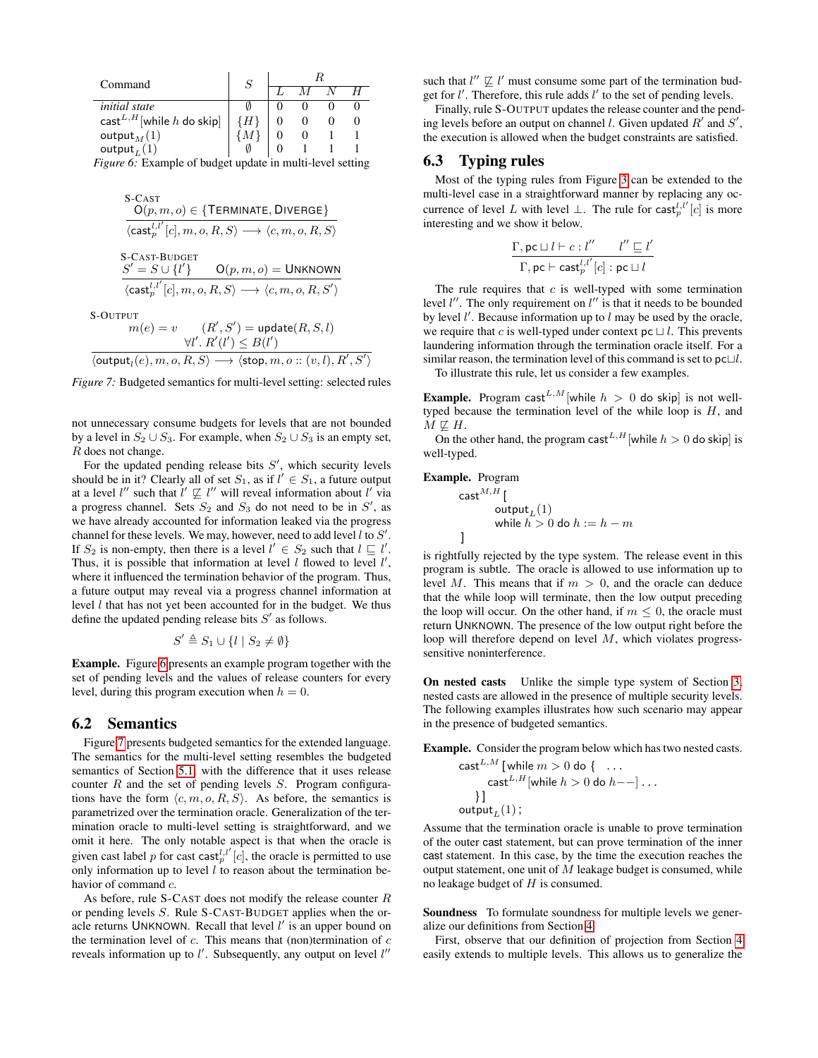| Command | $S$ | $R$ | | | |
|---|---|---|---|---|---|
| | | $L$ | $M$ | $N$ | $H$ |
| *initial state* | $\emptyset$ | 0 | 0 | 0 | 0 |
| $\mathsf{cast}^{L,H}[\mathsf{while}\ h\ \mathsf{do\ skip}]$ | $\{H\}$ | 0 | 0 | 0 | 0 |
| $\mathsf{output}_M(1)$ | $\{M\}$ | 0 | 0 | 1 | 1 |
| $\mathsf{output}_L(1)$ | $\emptyset$ | 0 | 1 | 1 | 1 |

*Figure 6:* Example of budget update in multi-level setting

S-CAST
$$\frac{\mathsf{O}(p, m, o) \in \{\mathsf{TERMINATE}, \mathsf{DIVERGE}\}}{\langle \mathsf{cast}_p^{l,l'}[c], m, o, R, S\rangle \longrightarrow \langle c, m, o, R, S\rangle}$$

S-CAST-BUDGET
$$\frac{S' = S \cup \{l'\} \qquad \mathsf{O}(p, m, o) = \mathsf{UNKNOWN}}{\langle \mathsf{cast}_p^{l,l'}[c], m, o, R, S\rangle \longrightarrow \langle c, m, o, R, S'\rangle}$$

S-OUTPUT
$$\frac{m(e) = v \qquad (R', S') = \mathsf{update}(R, S, l) \qquad \forall l'.\ R'(l') \le B(l')}{\langle \mathsf{output}_l(e), m, o, R, S\rangle \longrightarrow \langle \mathsf{stop}, m, o :: (v, l), R', S'\rangle}$$

*Figure 7:* Budgeted semantics for multi-level setting: selected rules

not unnecessary consume budgets for levels that are not bounded by a level in $S_2 \cup S_3$. For example, when $S_2 \cup S_3$ is an empty set, $R$ does not change.

For the updated pending release bits $S'$, which security levels should be in it? Clearly all of set $S_1$, as if $l' \in S_1$, a future output at a level $l''$ such that $l' \not\sqsubseteq l''$ will reveal information about $l'$ via a progress channel. Sets $S_2$ and $S_3$ do not need to be in $S'$, as we have already accounted for information leaked via the progress channel for these levels. We may, however, need to add level $l$ to $S'$. If $S_2$ is non-empty, then there is a level $l' \in S_2$ such that $l \sqsubseteq l'$. Thus, it is possible that information at level $l$ flowed to level $l'$, where it influenced the termination behavior of the program. Thus, a future output may reveal via a progress channel information at level $l$ that has not yet been accounted for in the budget. We thus define the updated pending release bits $S'$ as follows.

$$S' \triangleq S_1 \cup \{l \mid S_2 \ne \emptyset\}$$

**Example.** Figure 6 presents an example program together with the set of pending levels and the values of release counters for every level, during this program execution when $h = 0$.

## 6.2 Semantics

Figure 7 presents budgeted semantics for the extended language. The semantics for the multi-level setting resembles the budgeted semantics of Section 5.1, with the difference that it uses release counter $R$ and the set of pending levels $S$. Program configurations have the form $\langle c, m, o, R, S\rangle$. As before, the semantics is parametrized over the termination oracle. Generalization of the termination oracle to multi-level setting is straightforward, and we omit it here. The only notable aspect is that when the oracle is given cast label $p$ for cast $\mathsf{cast}_p^{l,l'}[c]$, the oracle is permitted to use only information up to level $l$ to reason about the termination behavior of command $c$.

As before, rule S-CAST does not modify the release counter $R$ or pending levels $S$. Rule S-CAST-BUDGET applies when the oracle returns UNKNOWN. Recall that level $l'$ is an upper bound on the termination level of $c$. This means that (non)termination of $c$ reveals information up to $l'$. Subsequently, any output on level $l''$ such that $l'' \not\sqsubseteq l'$ must consume some part of the termination budget for $l'$. Therefore, this rule adds $l'$ to the set of pending levels.

Finally, rule S-OUTPUT updates the release counter and the pending levels before an output on channel $l$. Given updated $R'$ and $S'$, the execution is allowed when the budget constraints are satisfied.

## 6.3 Typing rules

Most of the typing rules from Figure 3 can be extended to the multi-level case in a straightforward manner by replacing any occurrence of level $L$ with level $\bot$. The rule for $\mathsf{cast}_p^{l,l'}[c]$ is more interesting and we show it below.

$$\frac{\Gamma, \mathsf{pc} \sqcup l \vdash c : l'' \qquad l'' \sqsubseteq l'}{\Gamma, \mathsf{pc} \vdash \mathsf{cast}_p^{l,l'}[c] : \mathsf{pc} \sqcup l}$$

The rule requires that $c$ is well-typed with some termination level $l''$. The only requirement on $l''$ is that it needs to be bounded by level $l'$. Because information up to $l$ may be used by the oracle, we require that $c$ is well-typed under context $\mathsf{pc} \sqcup l$. This prevents laundering information through the termination oracle itself. For a similar reason, the termination level of this command is set to $\mathsf{pc} \sqcup l$.

To illustrate this rule, let us consider a few examples.

**Example.** Program $\mathsf{cast}^{L,M}[\mathsf{while}\ h > 0\ \mathsf{do\ skip}]$ is not well-typed because the termination level of the while loop is $H$, and $M \not\sqsubseteq H$.

On the other hand, the program $\mathsf{cast}^{L,H}[\mathsf{while}\ h > 0\ \mathsf{do\ skip}]$ is well-typed.

**Example.** Program

```
cast^{M,H} [
      output_L(1)
      while h > 0 do h := h − m
]
```

is rightfully rejected by the type system. The release event in this program is subtle. The oracle is allowed to use information up to level $M$. This means that if $m > 0$, and the oracle can deduce that the while loop will terminate, then the low output preceding the loop will occur. On the other hand, if $m \le 0$, the oracle must return UNKNOWN. The presence of the low output right before the loop will therefore depend on level $M$, which violates progress-sensitive noninterference.

**On nested casts** Unlike the simple type system of Section 3, nested casts are allowed in the presence of multiple security levels. The following examples illustrates how such scenario may appear in the presence of budgeted semantics.

**Example.** Consider the program below which has two nested casts.

```
cast^{L,M} [while m > 0 do {  ...
      cast^{L,H}[while h > 0 do h−−] ...
   }]
output_L(1);
```

Assume that the termination oracle is unable to prove termination of the outer cast statement, but can prove termination of the inner cast statement. In this case, by the time the execution reaches the output statement, one unit of $M$ leakage budget is consumed, while no leakage budget of $H$ is consumed.

**Soundness** To formulate soundness for multiple levels we generalize our definitions from Section 4.

First, observe that our definition of projection from Section 4 easily extends to multiple levels. This allows us to generalize the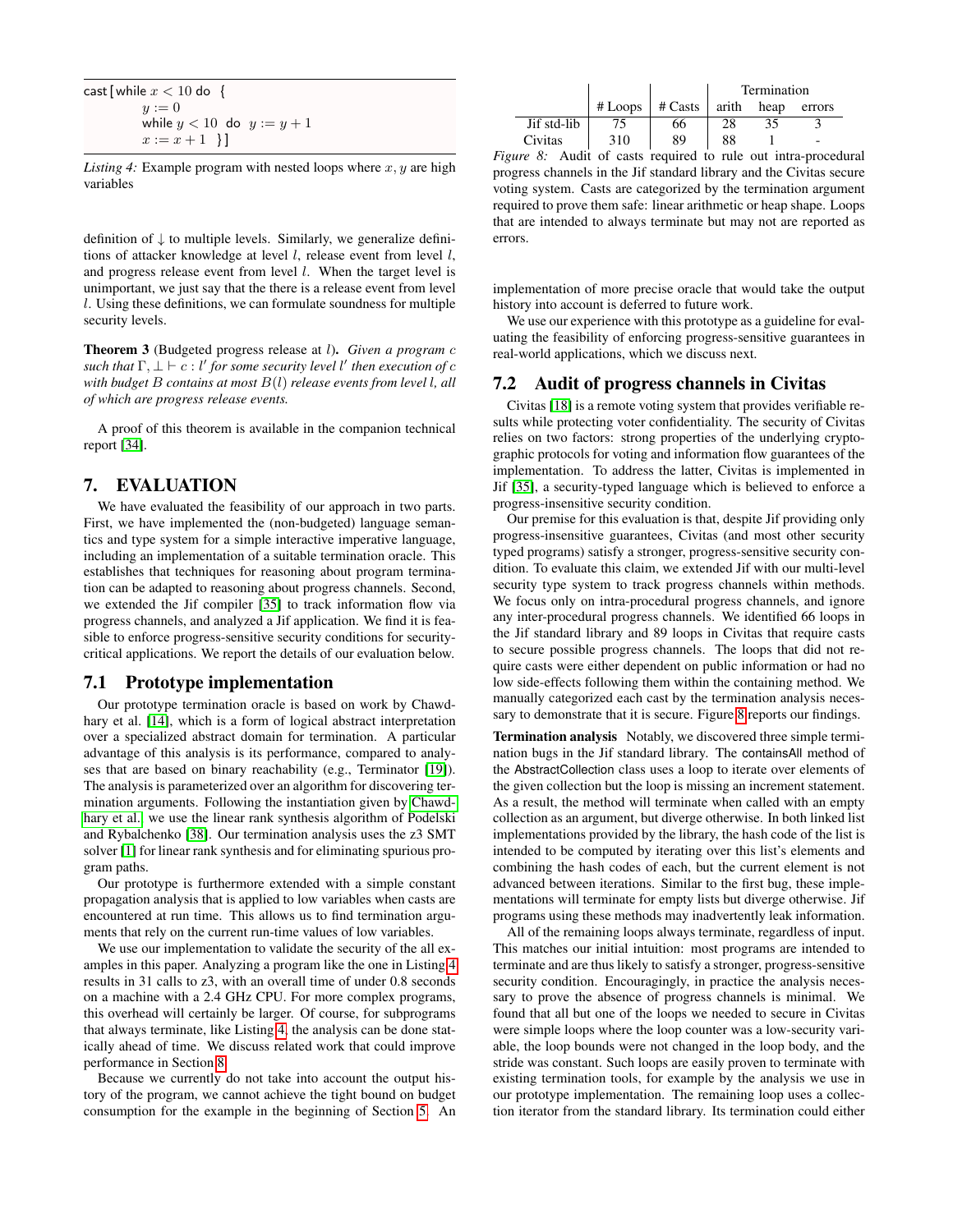```
cast [while x < 10 do  {
        y := 0
        while y < 10  do  y := y + 1
        x := x + 1  }]
```

*Listing 4:* Example program with nested loops where $x, y$ are high variables

definition of $\downarrow$ to multiple levels. Similarly, we generalize definitions of attacker knowledge at level $l$, release event from level $l$, and progress release event from level $l$. When the target level is unimportant, we just say that the there is a release event from level $l$. Using these definitions, we can formulate soundness for multiple security levels.

**Theorem 3** (Budgeted progress release at $l$)**.** *Given a program $c$ such that $\Gamma, \perp \vdash c : l'$ for some security level $l'$ then execution of $c$ with budget $B$ contains at most $B(l)$ release events from level $l$, all of which are progress release events.*

A proof of this theorem is available in the companion technical report [34].

# 7. EVALUATION

We have evaluated the feasibility of our approach in two parts. First, we have implemented the (non-budgeted) language semantics and type system for a simple interactive imperative language, including an implementation of a suitable termination oracle. This establishes that techniques for reasoning about program termination can be adapted to reasoning about progress channels. Second, we extended the Jif compiler [35] to track information flow via progress channels, and analyzed a Jif application. We find it is feasible to enforce progress-sensitive security conditions for security-critical applications. We report the details of our evaluation below.

## 7.1 Prototype implementation

Our prototype termination oracle is based on work by Chawdhary et al. [14], which is a form of logical abstract interpretation over a specialized abstract domain for termination. A particular advantage of this analysis is its performance, compared to analyses that are based on binary reachability (e.g., Terminator [19]). The analysis is parameterized over an algorithm for discovering termination arguments. Following the instantiation given by Chawdhary et al. we use the linear rank synthesis algorithm of Podelski and Rybalchenko [38]. Our termination analysis uses the z3 SMT solver [1] for linear rank synthesis and for eliminating spurious program paths.

Our prototype is furthermore extended with a simple constant propagation analysis that is applied to low variables when casts are encountered at run time. This allows us to find termination arguments that rely on the current run-time values of low variables.

We use our implementation to validate the security of the all examples in this paper. Analyzing a program like the one in Listing 4 results in 31 calls to z3, with an overall time of under 0.8 seconds on a machine with a 2.4 GHz CPU. For more complex programs, this overhead will certainly be larger. Of course, for subprograms that always terminate, like Listing 4, the analysis can be done statically ahead of time. We discuss related work that could improve performance in Section 8.

Because we currently do not take into account the output history of the program, we cannot achieve the tight bound on budget consumption for the example in the beginning of Section 5. An implementation of more precise oracle that would take the output history into account is deferred to future work.

We use our experience with this prototype as a guideline for evaluating the feasibility of enforcing progress-sensitive guarantees in real-world applications, which we discuss next.

| | # Loops | # Casts | Termination | | |
|---|---|---|---|---|---|
| | | | arith | heap | errors |
| Jif std-lib | 75 | 66 | 28 | 35 | 3 |
| Civitas | 310 | 89 | 88 | 1 | - |

*Figure 8:* Audit of casts required to rule out intra-procedural progress channels in the Jif standard library and the Civitas secure voting system. Casts are categorized by the termination argument required to prove them safe: linear arithmetic or heap shape. Loops that are intended to always terminate but may not are reported as errors.

## 7.2 Audit of progress channels in Civitas

Civitas [18] is a remote voting system that provides verifiable results while protecting voter confidentiality. The security of Civitas relies on two factors: strong properties of the underlying cryptographic protocols for voting and information flow guarantees of the implementation. To address the latter, Civitas is implemented in Jif [35], a security-typed language which is believed to enforce a progress-insensitive security condition.

Our premise for this evaluation is that, despite Jif providing only progress-insensitive guarantees, Civitas (and most other security typed programs) satisfy a stronger, progress-sensitive security condition. To evaluate this claim, we extended Jif with our multi-level security type system to track progress channels within methods. We focus only on intra-procedural progress channels, and ignore any inter-procedural progress channels. We identified 66 loops in the Jif standard library and 89 loops in Civitas that require casts to secure possible progress channels. The loops that did not require casts were either dependent on public information or had no low side-effects following them within the containing method. We manually categorized each cast by the termination analysis necessary to demonstrate that it is secure. Figure 8 reports our findings.

**Termination analysis** Notably, we discovered three simple termination bugs in the Jif standard library. The containsAll method of the AbstractCollection class uses a loop to iterate over elements of the given collection but the loop is missing an increment statement. As a result, the method will terminate when called with an empty collection as an argument, but diverge otherwise. In both linked list implementations provided by the library, the hash code of the list is intended to be computed by iterating over this list's elements and combining the hash codes of each, but the current element is not advanced between iterations. Similar to the first bug, these implementations will terminate for empty lists but diverge otherwise. Jif programs using these methods may inadvertently leak information.

All of the remaining loops always terminate, regardless of input. This matches our initial intuition: most programs are intended to terminate and are thus likely to satisfy a stronger, progress-sensitive security condition. Encouragingly, in practice the analysis necessary to prove the absence of progress channels is minimal. We found that all but one of the loops we needed to secure in Civitas were simple loops where the loop counter was a low-security variable, the loop bounds were not changed in the loop body, and the stride was constant. Such loops are easily proven to terminate with existing termination tools, for example by the analysis we use in our prototype implementation. The remaining loop uses a collection iterator from the standard library. Its termination could either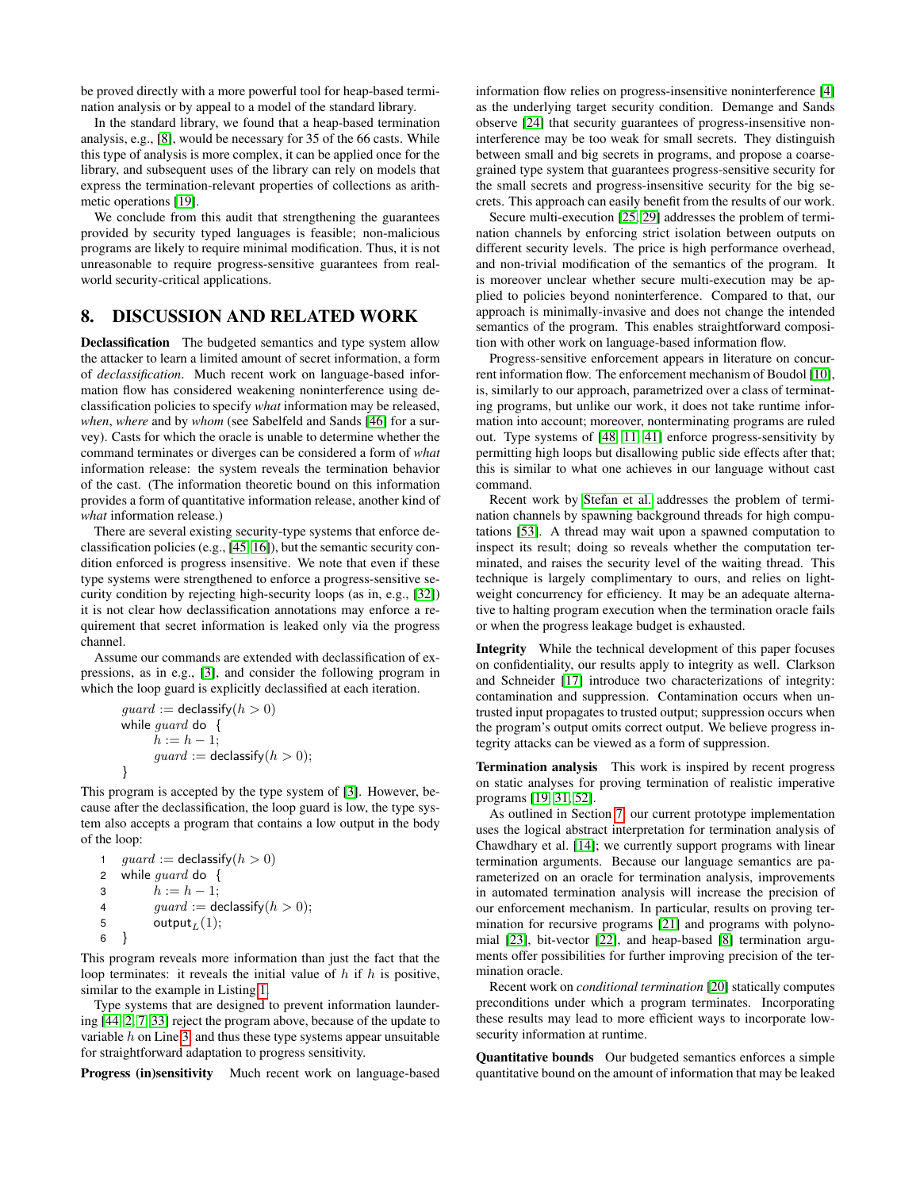be proved directly with a more powerful tool for heap-based termination analysis or by appeal to a model of the standard library.

In the standard library, we found that a heap-based termination analysis, e.g., [8], would be necessary for 35 of the 66 casts. While this type of analysis is more complex, it can be applied once for the library, and subsequent uses of the library can rely on models that express the termination-relevant properties of collections as arithmetic operations [19].

We conclude from this audit that strengthening the guarantees provided by security typed languages is feasible; non-malicious programs are likely to require minimal modification. Thus, it is not unreasonable to require progress-sensitive guarantees from real-world security-critical applications.

## 8. DISCUSSION AND RELATED WORK

**Declassification** The budgeted semantics and type system allow the attacker to learn a limited amount of secret information, a form of *declassification*. Much recent work on language-based information flow has considered weakening noninterference using declassification policies to specify *what* information may be released, *when*, *where* and by *whom* (see Sabelfeld and Sands [46] for a survey). Casts for which the oracle is unable to determine whether the command terminates or diverges can be considered a form of *what* information release: the system reveals the termination behavior of the cast. (The information theoretic bound on this information provides a form of quantitative information release, another kind of *what* information release.)

There are several existing security-type systems that enforce declassification policies (e.g., [45, 16]), but the semantic security condition enforced is progress insensitive. We note that even if these type systems were strengthened to enforce a progress-sensitive security condition by rejecting high-security loops (as in, e.g., [32]) it is not clear how declassification annotations may enforce a requirement that secret information is leaked only via the progress channel.

Assume our commands are extended with declassification of expressions, as in e.g., [3], and consider the following program in which the loop guard is explicitly declassified at each iteration.

$$
\begin{array}{l}
guard := \mathsf{declassify}(h > 0) \\
\mathsf{while}\ guard\ \mathsf{do}\ \ \{ \\
\quad h := h - 1; \\
\quad guard := \mathsf{declassify}(h > 0); \\
\}
\end{array}
$$

This program is accepted by the type system of [3]. However, because after the declassification, the loop guard is low, the type system also accepts a program that contains a low output in the body of the loop:

$$
\begin{array}{ll}
1 & guard := \mathsf{declassify}(h > 0) \\
2 & \mathsf{while}\ guard\ \mathsf{do}\ \ \{ \\
3 & \quad h := h - 1; \\
4 & \quad guard := \mathsf{declassify}(h > 0); \\
5 & \quad \mathsf{output}_L(1); \\
6 & \}
\end{array}
$$

This program reveals more information than just the fact that the loop terminates: it reveals the initial value of $h$ if $h$ is positive, similar to the example in Listing 1.

Type systems that are designed to prevent information laundering [44, 2, 7, 33] reject the program above, because of the update to variable $h$ on Line 3, and thus these type systems appear unsuitable for straightforward adaptation to progress sensitivity.

**Progress (in)sensitivity** Much recent work on language-based information flow relies on progress-insensitive noninterference [4] as the underlying target security condition. Demange and Sands observe [24] that security guarantees of progress-insensitive noninterference may be too weak for small secrets. They distinguish between small and big secrets in programs, and propose a coarse-grained type system that guarantees progress-sensitive security for the small secrets and progress-insensitive security for the big secrets. This approach can easily benefit from the results of our work.

Secure multi-execution [25, 29] addresses the problem of termination channels by enforcing strict isolation between outputs on different security levels. The price is high performance overhead, and non-trivial modification of the semantics of the program. It is moreover unclear whether secure multi-execution may be applied to policies beyond noninterference. Compared to that, our approach is minimally-invasive and does not change the intended semantics of the program. This enables straightforward composition with other work on language-based information flow.

Progress-sensitive enforcement appears in literature on concurrent information flow. The enforcement mechanism of Boudol [10], is, similarly to our approach, parametrized over a class of terminating programs, but unlike our work, it does not take runtime information into account; moreover, nonterminating programs are ruled out. Type systems of [48, 11, 41] enforce progress-sensitivity by permitting high loops but disallowing public side effects after that; this is similar to what one achieves in our language without cast command.

Recent work by Stefan et al. addresses the problem of termination channels by spawning background threads for high computations [53]. A thread may wait upon a spawned computation to inspect its result; doing so reveals whether the computation terminated, and raises the security level of the waiting thread. This technique is largely complimentary to ours, and relies on lightweight concurrency for efficiency. It may be an adequate alternative to halting program execution when the termination oracle fails or when the progress leakage budget is exhausted.

**Integrity** While the technical development of this paper focuses on confidentiality, our results apply to integrity as well. Clarkson and Schneider [17] introduce two characterizations of integrity: contamination and suppression. Contamination occurs when untrusted input propagates to trusted output; suppression occurs when the program's output omits correct output. We believe progress integrity attacks can be viewed as a form of suppression.

**Termination analysis** This work is inspired by recent progress on static analyses for proving termination of realistic imperative programs [19, 31, 52].

As outlined in Section 7, our current prototype implementation uses the logical abstract interpretation for termination analysis of Chawdhary et al. [14]; we currently support programs with linear termination arguments. Because our language semantics are parameterized on an oracle for termination analysis, improvements in automated termination analysis will increase the precision of our enforcement mechanism. In particular, results on proving termination for recursive programs [21] and programs with polynomial [23], bit-vector [22], and heap-based [8] termination arguments offer possibilities for further improving precision of the termination oracle.

Recent work on *conditional termination* [20] statically computes preconditions under which a program terminates. Incorporating these results may lead to more efficient ways to incorporate low-security information at runtime.

**Quantitative bounds** Our budgeted semantics enforces a simple quantitative bound on the amount of information that may be leaked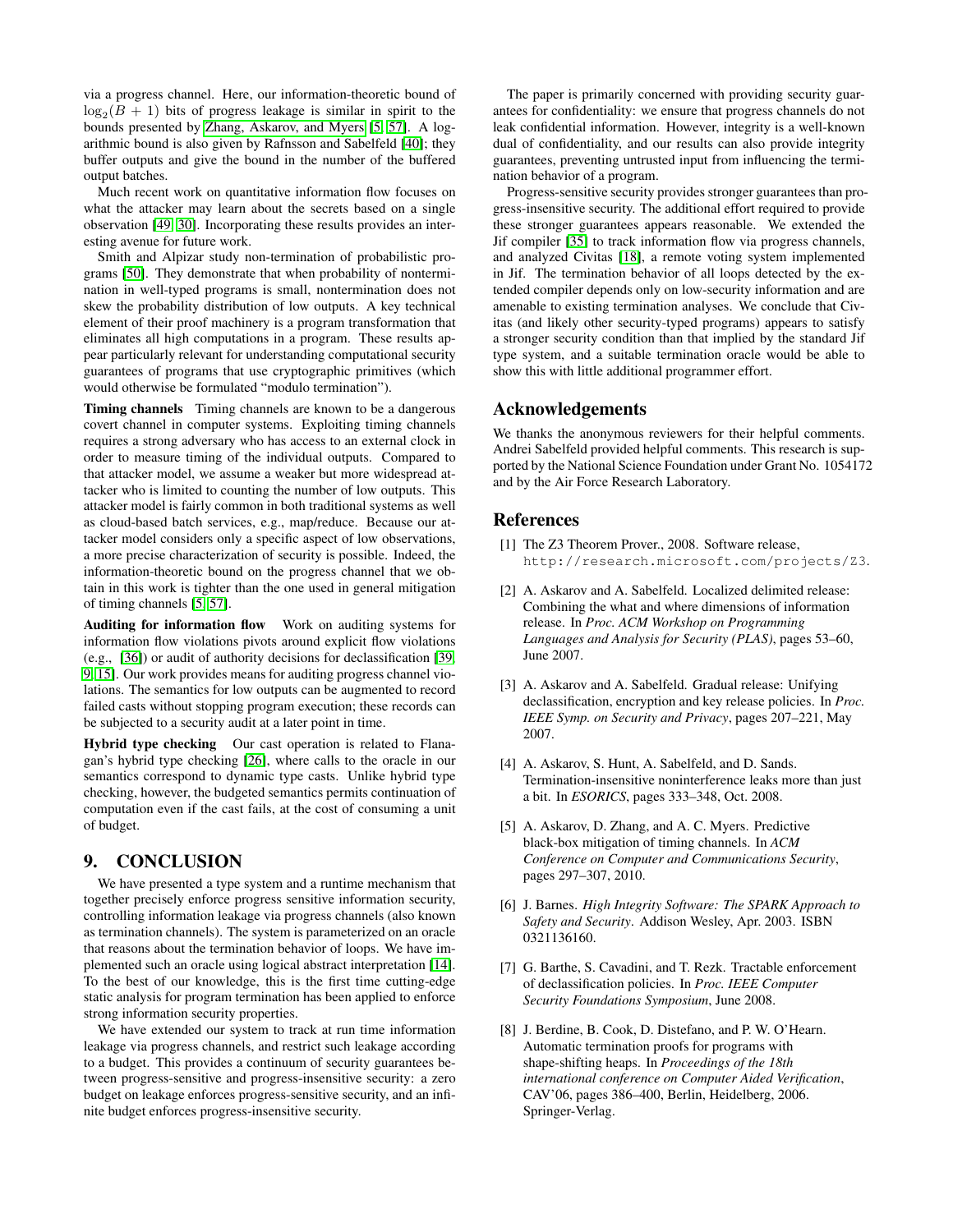via a progress channel. Here, our information-theoretic bound of $\log_2(B+1)$ bits of progress leakage is similar in spirit to the bounds presented by Zhang, Askarov, and Myers [5, 57]. A logarithmic bound is also given by Rafnsson and Sabelfeld [40]; they buffer outputs and give the bound in the number of the buffered output batches.

Much recent work on quantitative information flow focuses on what the attacker may learn about the secrets based on a single observation [49, 30]. Incorporating these results provides an interesting avenue for future work.

Smith and Alpizar study non-termination of probabilistic programs [50]. They demonstrate that when probability of nontermination in well-typed programs is small, nontermination does not skew the probability distribution of low outputs. A key technical element of their proof machinery is a program transformation that eliminates all high computations in a program. These results appear particularly relevant for understanding computational security guarantees of programs that use cryptographic primitives (which would otherwise be formulated "modulo termination").

**Timing channels** Timing channels are known to be a dangerous covert channel in computer systems. Exploiting timing channels requires a strong adversary who has access to an external clock in order to measure timing of the individual outputs. Compared to that attacker model, we assume a weaker but more widespread attacker who is limited to counting the number of low outputs. This attacker model is fairly common in both traditional systems as well as cloud-based batch services, e.g., map/reduce. Because our attacker model considers only a specific aspect of low observations, a more precise characterization of security is possible. Indeed, the information-theoretic bound on the progress channel that we obtain in this work is tighter than the one used in general mitigation of timing channels [5, 57].

**Auditing for information flow** Work on auditing systems for information flow violations pivots around explicit flow violations (e.g., [36]) or audit of authority decisions for declassification [39, 9, 15]. Our work provides means for auditing progress channel violations. The semantics for low outputs can be augmented to record failed casts without stopping program execution; these records can be subjected to a security audit at a later point in time.

**Hybrid type checking** Our cast operation is related to Flanagan's hybrid type checking [26], where calls to the oracle in our semantics correspond to dynamic type casts. Unlike hybrid type checking, however, the budgeted semantics permits continuation of computation even if the cast fails, at the cost of consuming a unit of budget.

## 9. CONCLUSION

We have presented a type system and a runtime mechanism that together precisely enforce progress sensitive information security, controlling information leakage via progress channels (also known as termination channels). The system is parameterized on an oracle that reasons about the termination behavior of loops. We have implemented such an oracle using logical abstract interpretation [14]. To the best of our knowledge, this is the first time cutting-edge static analysis for program termination has been applied to enforce strong information security properties.

We have extended our system to track at run time information leakage via progress channels, and restrict such leakage according to a budget. This provides a continuum of security guarantees between progress-sensitive and progress-insensitive security: a zero budget on leakage enforces progress-sensitive security, and an infinite budget enforces progress-insensitive security.

The paper is primarily concerned with providing security guarantees for confidentiality: we ensure that progress channels do not leak confidential information. However, integrity is a well-known dual of confidentiality, and our results can also provide integrity guarantees, preventing untrusted input from influencing the termination behavior of a program.

Progress-sensitive security provides stronger guarantees than progress-insensitive security. The additional effort required to provide these stronger guarantees appears reasonable. We extended the Jif compiler [35] to track information flow via progress channels, and analyzed Civitas [18], a remote voting system implemented in Jif. The termination behavior of all loops detected by the extended compiler depends only on low-security information and are amenable to existing termination analyses. We conclude that Civitas (and likely other security-typed programs) appears to satisfy a stronger security condition than that implied by the standard Jif type system, and a suitable termination oracle would be able to show this with little additional programmer effort.

## Acknowledgements

We thanks the anonymous reviewers for their helpful comments. Andrei Sabelfeld provided helpful comments. This research is supported by the National Science Foundation under Grant No. 1054172 and by the Air Force Research Laboratory.

## References

[1] The Z3 Theorem Prover., 2008. Software release, http://research.microsoft.com/projects/Z3.

[2] A. Askarov and A. Sabelfeld. Localized delimited release: Combining the what and where dimensions of information release. In *Proc. ACM Workshop on Programming Languages and Analysis for Security (PLAS)*, pages 53–60, June 2007.

[3] A. Askarov and A. Sabelfeld. Gradual release: Unifying declassification, encryption and key release policies. In *Proc. IEEE Symp. on Security and Privacy*, pages 207–221, May 2007.

[4] A. Askarov, S. Hunt, A. Sabelfeld, and D. Sands. Termination-insensitive noninterference leaks more than just a bit. In *ESORICS*, pages 333–348, Oct. 2008.

[5] A. Askarov, D. Zhang, and A. C. Myers. Predictive black-box mitigation of timing channels. In *ACM Conference on Computer and Communications Security*, pages 297–307, 2010.

[6] J. Barnes. *High Integrity Software: The SPARK Approach to Safety and Security*. Addison Wesley, Apr. 2003. ISBN 0321136160.

[7] G. Barthe, S. Cavadini, and T. Rezk. Tractable enforcement of declassification policies. In *Proc. IEEE Computer Security Foundations Symposium*, June 2008.

[8] J. Berdine, B. Cook, D. Distefano, and P. W. O'Hearn. Automatic termination proofs for programs with shape-shifting heaps. In *Proceedings of the 18th international conference on Computer Aided Verification*, CAV'06, pages 386–400, Berlin, Heidelberg, 2006. Springer-Verlag.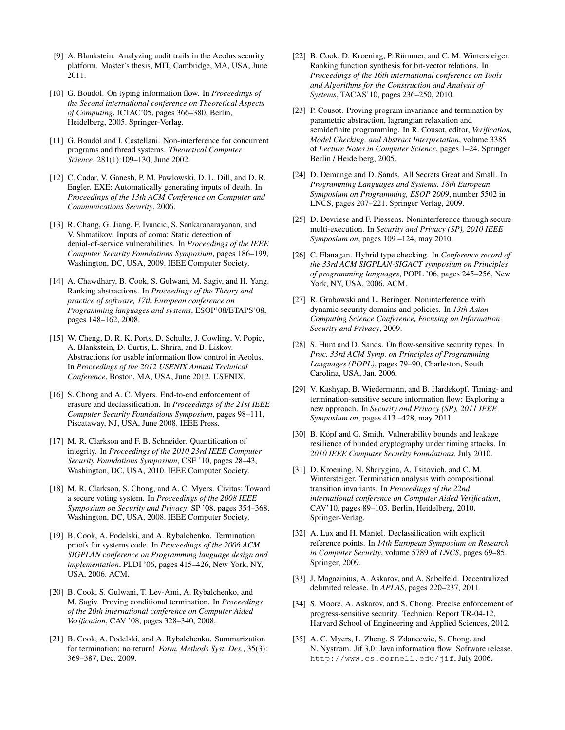[9] A. Blankstein. Analyzing audit trails in the Aeolus security platform. Master's thesis, MIT, Cambridge, MA, USA, June 2011.

[10] G. Boudol. On typing information flow. In *Proceedings of the Second international conference on Theoretical Aspects of Computing*, ICTAC'05, pages 366–380, Berlin, Heidelberg, 2005. Springer-Verlag.

[11] G. Boudol and I. Castellani. Non-interference for concurrent programs and thread systems. *Theoretical Computer Science*, 281(1):109–130, June 2002.

[12] C. Cadar, V. Ganesh, P. M. Pawlowski, D. L. Dill, and D. R. Engler. EXE: Automatically generating inputs of death. In *Proceedings of the 13th ACM Conference on Computer and Communications Security*, 2006.

[13] R. Chang, G. Jiang, F. Ivancic, S. Sankaranarayanan, and V. Shmatikov. Inputs of coma: Static detection of denial-of-service vulnerabilities. In *Proceedings of the IEEE Computer Security Foundations Symposium*, pages 186–199, Washington, DC, USA, 2009. IEEE Computer Society.

[14] A. Chawdhary, B. Cook, S. Gulwani, M. Sagiv, and H. Yang. Ranking abstractions. In *Proceedings of the Theory and practice of software, 17th European conference on Programming languages and systems*, ESOP'08/ETAPS'08, pages 148–162, 2008.

[15] W. Cheng, D. R. K. Ports, D. Schultz, J. Cowling, V. Popic, A. Blankstein, D. Curtis, L. Shrira, and B. Liskov. Abstractions for usable information flow control in Aeolus. In *Proceedings of the 2012 USENIX Annual Technical Conference*, Boston, MA, USA, June 2012. USENIX.

[16] S. Chong and A. C. Myers. End-to-end enforcement of erasure and declassification. In *Proceedings of the 21st IEEE Computer Security Foundations Symposium*, pages 98–111, Piscataway, NJ, USA, June 2008. IEEE Press.

[17] M. R. Clarkson and F. B. Schneider. Quantification of integrity. In *Proceedings of the 2010 23rd IEEE Computer Security Foundations Symposium*, CSF '10, pages 28–43, Washington, DC, USA, 2010. IEEE Computer Society.

[18] M. R. Clarkson, S. Chong, and A. C. Myers. Civitas: Toward a secure voting system. In *Proceedings of the 2008 IEEE Symposium on Security and Privacy*, SP '08, pages 354–368, Washington, DC, USA, 2008. IEEE Computer Society.

[19] B. Cook, A. Podelski, and A. Rybalchenko. Termination proofs for systems code. In *Proceedings of the 2006 ACM SIGPLAN conference on Programming language design and implementation*, PLDI '06, pages 415–426, New York, NY, USA, 2006. ACM.

[20] B. Cook, S. Gulwani, T. Lev-Ami, A. Rybalchenko, and M. Sagiv. Proving conditional termination. In *Proceedings of the 20th international conference on Computer Aided Verification*, CAV '08, pages 328–340, 2008.

[21] B. Cook, A. Podelski, and A. Rybalchenko. Summarization for termination: no return! *Form. Methods Syst. Des.*, 35(3): 369–387, Dec. 2009.

[22] B. Cook, D. Kroening, P. Rümmer, and C. M. Wintersteiger. Ranking function synthesis for bit-vector relations. In *Proceedings of the 16th international conference on Tools and Algorithms for the Construction and Analysis of Systems*, TACAS'10, pages 236–250, 2010.

[23] P. Cousot. Proving program invariance and termination by parametric abstraction, lagrangian relaxation and semidefinite programming. In R. Cousot, editor, *Verification, Model Checking, and Abstract Interpretation*, volume 3385 of *Lecture Notes in Computer Science*, pages 1–24. Springer Berlin / Heidelberg, 2005.

[24] D. Demange and D. Sands. All Secrets Great and Small. In *Programming Languages and Systems. 18th European Symposium on Programming, ESOP 2009*, number 5502 in LNCS, pages 207–221. Springer Verlag, 2009.

[25] D. Devriese and F. Piessens. Noninterference through secure multi-execution. In *Security and Privacy (SP), 2010 IEEE Symposium on*, pages 109 –124, may 2010.

[26] C. Flanagan. Hybrid type checking. In *Conference record of the 33rd ACM SIGPLAN-SIGACT symposium on Principles of programming languages*, POPL '06, pages 245–256, New York, NY, USA, 2006. ACM.

[27] R. Grabowski and L. Beringer. Noninterference with dynamic security domains and policies. In *13th Asian Computing Science Conference, Focusing on Information Security and Privacy*, 2009.

[28] S. Hunt and D. Sands. On flow-sensitive security types. In *Proc. 33rd ACM Symp. on Principles of Programming Languages (POPL)*, pages 79–90, Charleston, South Carolina, USA, Jan. 2006.

[29] V. Kashyap, B. Wiedermann, and B. Hardekopf. Timing- and termination-sensitive secure information flow: Exploring a new approach. In *Security and Privacy (SP), 2011 IEEE Symposium on*, pages 413 –428, may 2011.

[30] B. Köpf and G. Smith. Vulnerability bounds and leakage resilience of blinded cryptography under timing attacks. In *2010 IEEE Computer Security Foundations*, July 2010.

[31] D. Kroening, N. Sharygina, A. Tsitovich, and C. M. Wintersteiger. Termination analysis with compositional transition invariants. In *Proceedings of the 22nd international conference on Computer Aided Verification*, CAV'10, pages 89–103, Berlin, Heidelberg, 2010. Springer-Verlag.

[32] A. Lux and H. Mantel. Declassification with explicit reference points. In *14th European Symposium on Research in Computer Security*, volume 5789 of *LNCS*, pages 69–85. Springer, 2009.

[33] J. Magazinius, A. Askarov, and A. Sabelfeld. Decentralized delimited release. In *APLAS*, pages 220–237, 2011.

[34] S. Moore, A. Askarov, and S. Chong. Precise enforcement of progress-sensitive security. Technical Report TR-04-12, Harvard School of Engineering and Applied Sciences, 2012.

[35] A. C. Myers, L. Zheng, S. Zdancewic, S. Chong, and N. Nystrom. Jif 3.0: Java information flow. Software release, `http://www.cs.cornell.edu/jif`, July 2006.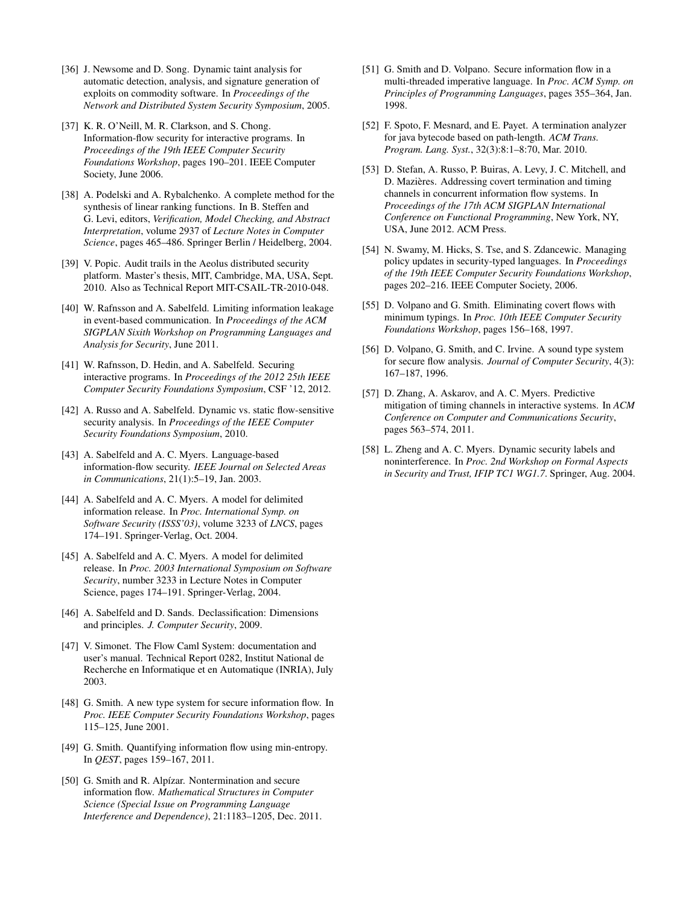[36] J. Newsome and D. Song. Dynamic taint analysis for automatic detection, analysis, and signature generation of exploits on commodity software. In *Proceedings of the Network and Distributed System Security Symposium*, 2005.

[37] K. R. O'Neill, M. R. Clarkson, and S. Chong. Information-flow security for interactive programs. In *Proceedings of the 19th IEEE Computer Security Foundations Workshop*, pages 190–201. IEEE Computer Society, June 2006.

[38] A. Podelski and A. Rybalchenko. A complete method for the synthesis of linear ranking functions. In B. Steffen and G. Levi, editors, *Verification, Model Checking, and Abstract Interpretation*, volume 2937 of *Lecture Notes in Computer Science*, pages 465–486. Springer Berlin / Heidelberg, 2004.

[39] V. Popic. Audit trails in the Aeolus distributed security platform. Master's thesis, MIT, Cambridge, MA, USA, Sept. 2010. Also as Technical Report MIT-CSAIL-TR-2010-048.

[40] W. Rafnsson and A. Sabelfeld. Limiting information leakage in event-based communication. In *Proceedings of the ACM SIGPLAN Sixith Workshop on Programming Languages and Analysis for Security*, June 2011.

[41] W. Rafnsson, D. Hedin, and A. Sabelfeld. Securing interactive programs. In *Proceedings of the 2012 25th IEEE Computer Security Foundations Symposium*, CSF '12, 2012.

[42] A. Russo and A. Sabelfeld. Dynamic vs. static flow-sensitive security analysis. In *Proceedings of the IEEE Computer Security Foundations Symposium*, 2010.

[43] A. Sabelfeld and A. C. Myers. Language-based information-flow security. *IEEE Journal on Selected Areas in Communications*, 21(1):5–19, Jan. 2003.

[44] A. Sabelfeld and A. C. Myers. A model for delimited information release. In *Proc. International Symp. on Software Security (ISSS'03)*, volume 3233 of *LNCS*, pages 174–191. Springer-Verlag, Oct. 2004.

[45] A. Sabelfeld and A. C. Myers. A model for delimited release. In *Proc. 2003 International Symposium on Software Security*, number 3233 in Lecture Notes in Computer Science, pages 174–191. Springer-Verlag, 2004.

[46] A. Sabelfeld and D. Sands. Declassification: Dimensions and principles. *J. Computer Security*, 2009.

[47] V. Simonet. The Flow Caml System: documentation and user's manual. Technical Report 0282, Institut National de Recherche en Informatique et en Automatique (INRIA), July 2003.

[48] G. Smith. A new type system for secure information flow. In *Proc. IEEE Computer Security Foundations Workshop*, pages 115–125, June 2001.

[49] G. Smith. Quantifying information flow using min-entropy. In *QEST*, pages 159–167, 2011.

[50] G. Smith and R. Alpízar. Nontermination and secure information flow. *Mathematical Structures in Computer Science (Special Issue on Programming Language Interference and Dependence)*, 21:1183–1205, Dec. 2011.

[51] G. Smith and D. Volpano. Secure information flow in a multi-threaded imperative language. In *Proc. ACM Symp. on Principles of Programming Languages*, pages 355–364, Jan. 1998.

[52] F. Spoto, F. Mesnard, and E. Payet. A termination analyzer for java bytecode based on path-length. *ACM Trans. Program. Lang. Syst.*, 32(3):8:1–8:70, Mar. 2010.

[53] D. Stefan, A. Russo, P. Buiras, A. Levy, J. C. Mitchell, and D. Mazières. Addressing covert termination and timing channels in concurrent information flow systems. In *Proceedings of the 17th ACM SIGPLAN International Conference on Functional Programming*, New York, NY, USA, June 2012. ACM Press.

[54] N. Swamy, M. Hicks, S. Tse, and S. Zdancewic. Managing policy updates in security-typed languages. In *Proceedings of the 19th IEEE Computer Security Foundations Workshop*, pages 202–216. IEEE Computer Society, 2006.

[55] D. Volpano and G. Smith. Eliminating covert flows with minimum typings. In *Proc. 10th IEEE Computer Security Foundations Workshop*, pages 156–168, 1997.

[56] D. Volpano, G. Smith, and C. Irvine. A sound type system for secure flow analysis. *Journal of Computer Security*, 4(3): 167–187, 1996.

[57] D. Zhang, A. Askarov, and A. C. Myers. Predictive mitigation of timing channels in interactive systems. In *ACM Conference on Computer and Communications Security*, pages 563–574, 2011.

[58] L. Zheng and A. C. Myers. Dynamic security labels and noninterference. In *Proc. 2nd Workshop on Formal Aspects in Security and Trust, IFIP TC1 WG1.7*. Springer, Aug. 2004.